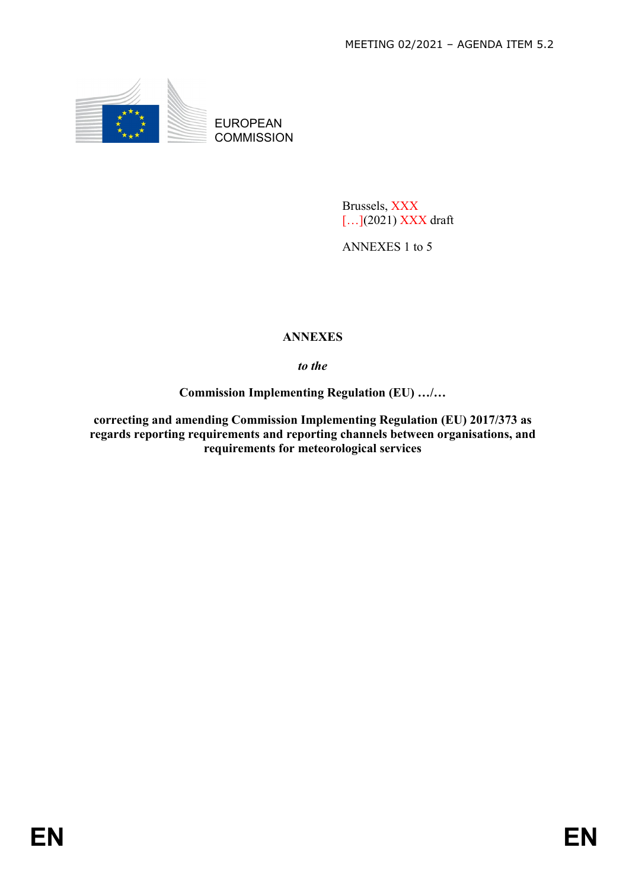MEETING 02/2021 – AGENDA ITEM 5.2

EUROPEAN COMMISSION

Brussels, XXX
[…](2021) XXX draft

ANNEXES 1 to 5

# ANNEXES

*to the*

**Commission Implementing Regulation (EU) …/…**

**correcting and amending Commission Implementing Regulation (EU) 2017/373 as regards reporting requirements and reporting channels between organisations, and requirements for meteorological services**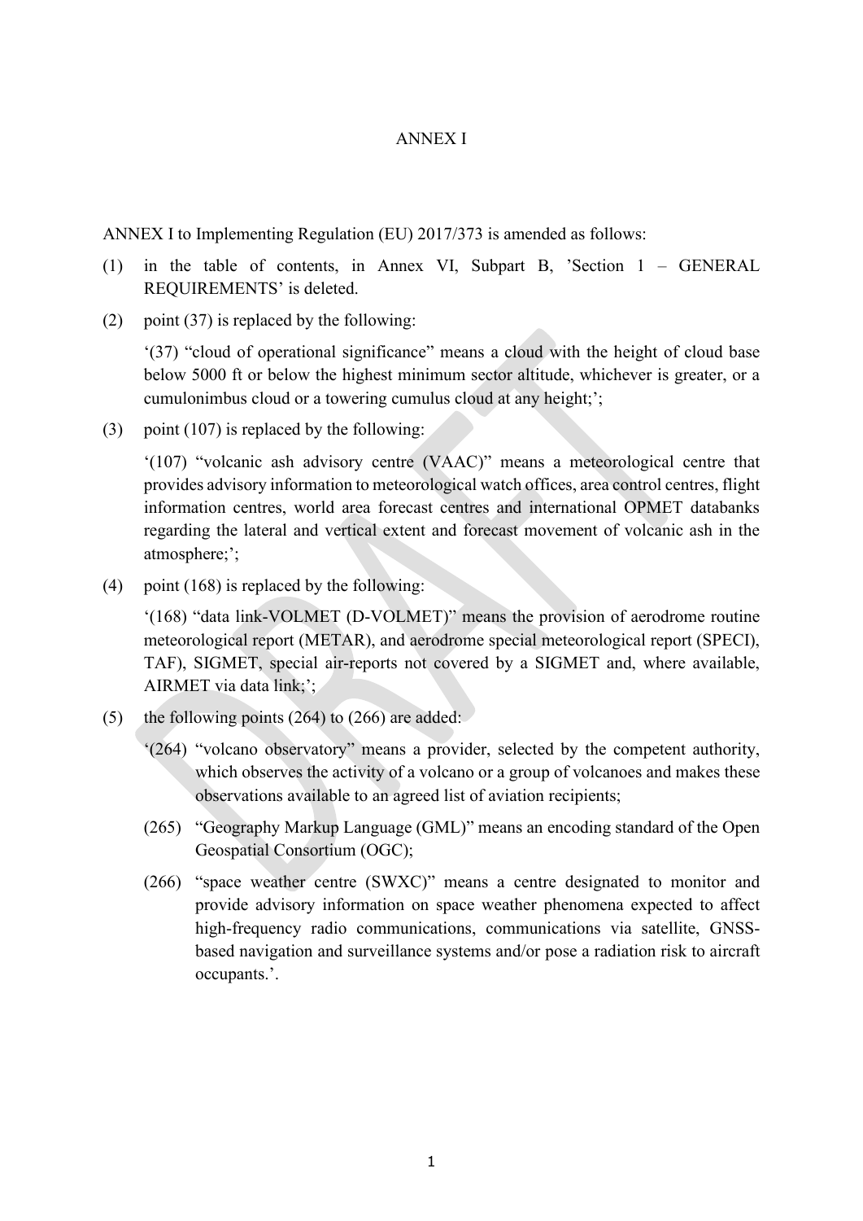ANNEX I

ANNEX I to Implementing Regulation (EU) 2017/373 is amended as follows:

(1) in the table of contents, in Annex VI, Subpart B, 'Section 1 – GENERAL REQUIREMENTS' is deleted.

(2) point (37) is replaced by the following:

'(37) "cloud of operational significance" means a cloud with the height of cloud base below 5000 ft or below the highest minimum sector altitude, whichever is greater, or a cumulonimbus cloud or a towering cumulus cloud at any height;';

(3) point (107) is replaced by the following:

'(107) "volcanic ash advisory centre (VAAC)" means a meteorological centre that provides advisory information to meteorological watch offices, area control centres, flight information centres, world area forecast centres and international OPMET databanks regarding the lateral and vertical extent and forecast movement of volcanic ash in the atmosphere;';

(4) point (168) is replaced by the following:

'(168) "data link-VOLMET (D-VOLMET)" means the provision of aerodrome routine meteorological report (METAR), and aerodrome special meteorological report (SPECI), TAF), SIGMET, special air-reports not covered by a SIGMET and, where available, AIRMET via data link;';

(5) the following points (264) to (266) are added:

'(264) "volcano observatory" means a provider, selected by the competent authority, which observes the activity of a volcano or a group of volcanoes and makes these observations available to an agreed list of aviation recipients;

(265) "Geography Markup Language (GML)" means an encoding standard of the Open Geospatial Consortium (OGC);

(266) "space weather centre (SWXC)" means a centre designated to monitor and provide advisory information on space weather phenomena expected to affect high-frequency radio communications, communications via satellite, GNSS-based navigation and surveillance systems and/or pose a radiation risk to aircraft occupants.'.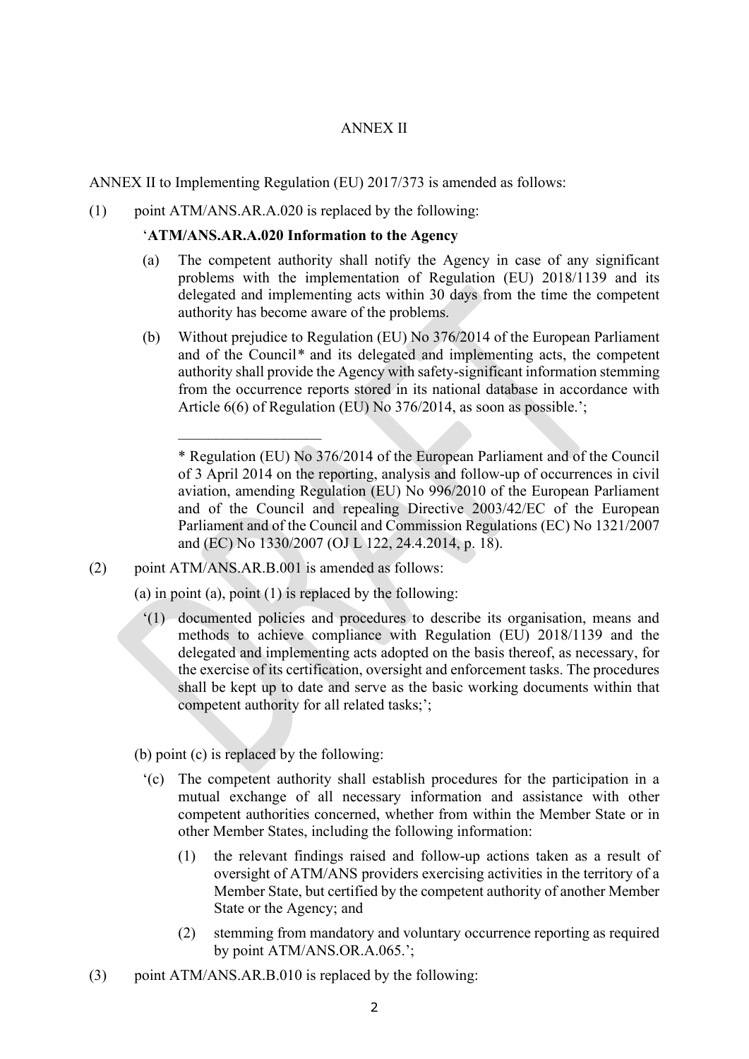ANNEX II

ANNEX II to Implementing Regulation (EU) 2017/373 is amended as follows:

(1) point ATM/ANS.AR.A.020 is replaced by the following:

'**ATM/ANS.AR.A.020 Information to the Agency**

(a) The competent authority shall notify the Agency in case of any significant problems with the implementation of Regulation (EU) 2018/1139 and its delegated and implementing acts within 30 days from the time the competent authority has become aware of the problems.

(b) Without prejudice to Regulation (EU) No 376/2014 of the European Parliament and of the Council* and its delegated and implementing acts, the competent authority shall provide the Agency with safety-significant information stemming from the occurrence reports stored in its national database in accordance with Article 6(6) of Regulation (EU) No 376/2014, as soon as possible.';

___________________

\* Regulation (EU) No 376/2014 of the European Parliament and of the Council of 3 April 2014 on the reporting, analysis and follow-up of occurrences in civil aviation, amending Regulation (EU) No 996/2010 of the European Parliament and of the Council and repealing Directive 2003/42/EC of the European Parliament and of the Council and Commission Regulations (EC) No 1321/2007 and (EC) No 1330/2007 (OJ L 122, 24.4.2014, p. 18).

(2) point ATM/ANS.AR.B.001 is amended as follows:

(a) in point (a), point (1) is replaced by the following:

'(1) documented policies and procedures to describe its organisation, means and methods to achieve compliance with Regulation (EU) 2018/1139 and the delegated and implementing acts adopted on the basis thereof, as necessary, for the exercise of its certification, oversight and enforcement tasks. The procedures shall be kept up to date and serve as the basic working documents within that competent authority for all related tasks;';

(b) point (c) is replaced by the following:

'(c) The competent authority shall establish procedures for the participation in a mutual exchange of all necessary information and assistance with other competent authorities concerned, whether from within the Member State or in other Member States, including the following information:

(1) the relevant findings raised and follow-up actions taken as a result of oversight of ATM/ANS providers exercising activities in the territory of a Member State, but certified by the competent authority of another Member State or the Agency; and

(2) stemming from mandatory and voluntary occurrence reporting as required by point ATM/ANS.OR.A.065.';

(3) point ATM/ANS.AR.B.010 is replaced by the following: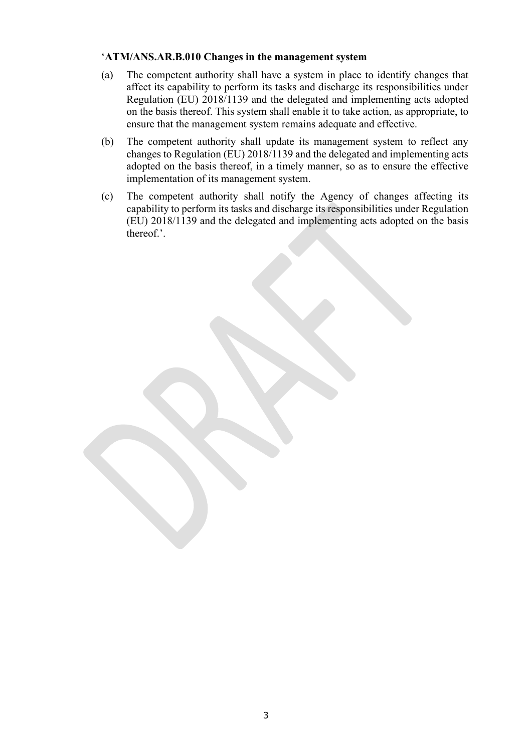'**ATM/ANS.AR.B.010 Changes in the management system**

(a) The competent authority shall have a system in place to identify changes that affect its capability to perform its tasks and discharge its responsibilities under Regulation (EU) 2018/1139 and the delegated and implementing acts adopted on the basis thereof. This system shall enable it to take action, as appropriate, to ensure that the management system remains adequate and effective.

(b) The competent authority shall update its management system to reflect any changes to Regulation (EU) 2018/1139 and the delegated and implementing acts adopted on the basis thereof, in a timely manner, so as to ensure the effective implementation of its management system.

(c) The competent authority shall notify the Agency of changes affecting its capability to perform its tasks and discharge its responsibilities under Regulation (EU) 2018/1139 and the delegated and implementing acts adopted on the basis thereof.'.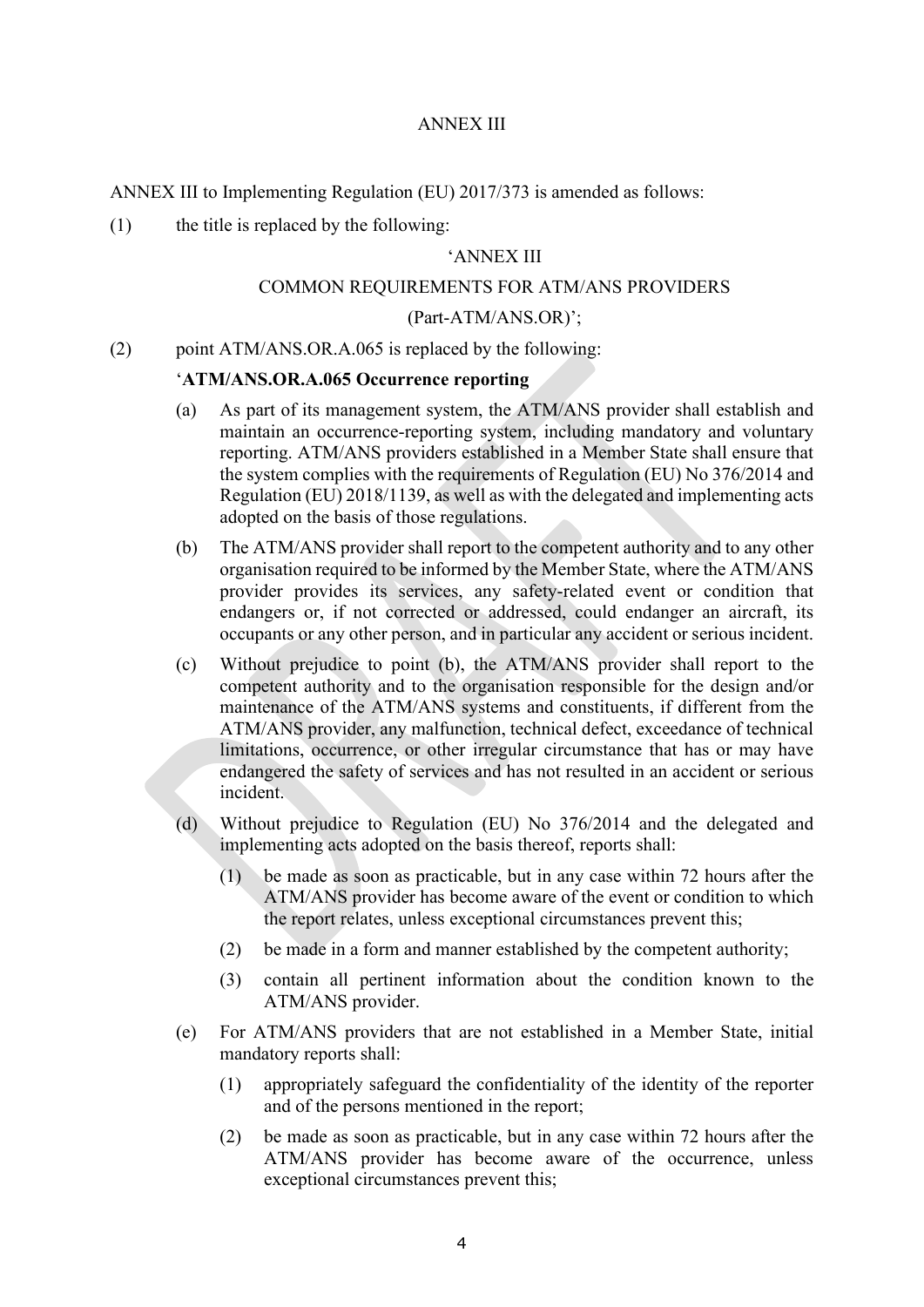ANNEX III

ANNEX III to Implementing Regulation (EU) 2017/373 is amended as follows:

(1) the title is replaced by the following:

'ANNEX III

COMMON REQUIREMENTS FOR ATM/ANS PROVIDERS

(Part-ATM/ANS.OR)';

(2) point ATM/ANS.OR.A.065 is replaced by the following:

'**ATM/ANS.OR.A.065 Occurrence reporting**

(a) As part of its management system, the ATM/ANS provider shall establish and maintain an occurrence-reporting system, including mandatory and voluntary reporting. ATM/ANS providers established in a Member State shall ensure that the system complies with the requirements of Regulation (EU) No 376/2014 and Regulation (EU) 2018/1139, as well as with the delegated and implementing acts adopted on the basis of those regulations.

(b) The ATM/ANS provider shall report to the competent authority and to any other organisation required to be informed by the Member State, where the ATM/ANS provider provides its services, any safety-related event or condition that endangers or, if not corrected or addressed, could endanger an aircraft, its occupants or any other person, and in particular any accident or serious incident.

(c) Without prejudice to point (b), the ATM/ANS provider shall report to the competent authority and to the organisation responsible for the design and/or maintenance of the ATM/ANS systems and constituents, if different from the ATM/ANS provider, any malfunction, technical defect, exceedance of technical limitations, occurrence, or other irregular circumstance that has or may have endangered the safety of services and has not resulted in an accident or serious incident.

(d) Without prejudice to Regulation (EU) No 376/2014 and the delegated and implementing acts adopted on the basis thereof, reports shall:

   (1) be made as soon as practicable, but in any case within 72 hours after the ATM/ANS provider has become aware of the event or condition to which the report relates, unless exceptional circumstances prevent this;

   (2) be made in a form and manner established by the competent authority;

   (3) contain all pertinent information about the condition known to the ATM/ANS provider.

(e) For ATM/ANS providers that are not established in a Member State, initial mandatory reports shall:

   (1) appropriately safeguard the confidentiality of the identity of the reporter and of the persons mentioned in the report;

   (2) be made as soon as practicable, but in any case within 72 hours after the ATM/ANS provider has become aware of the occurrence, unless exceptional circumstances prevent this;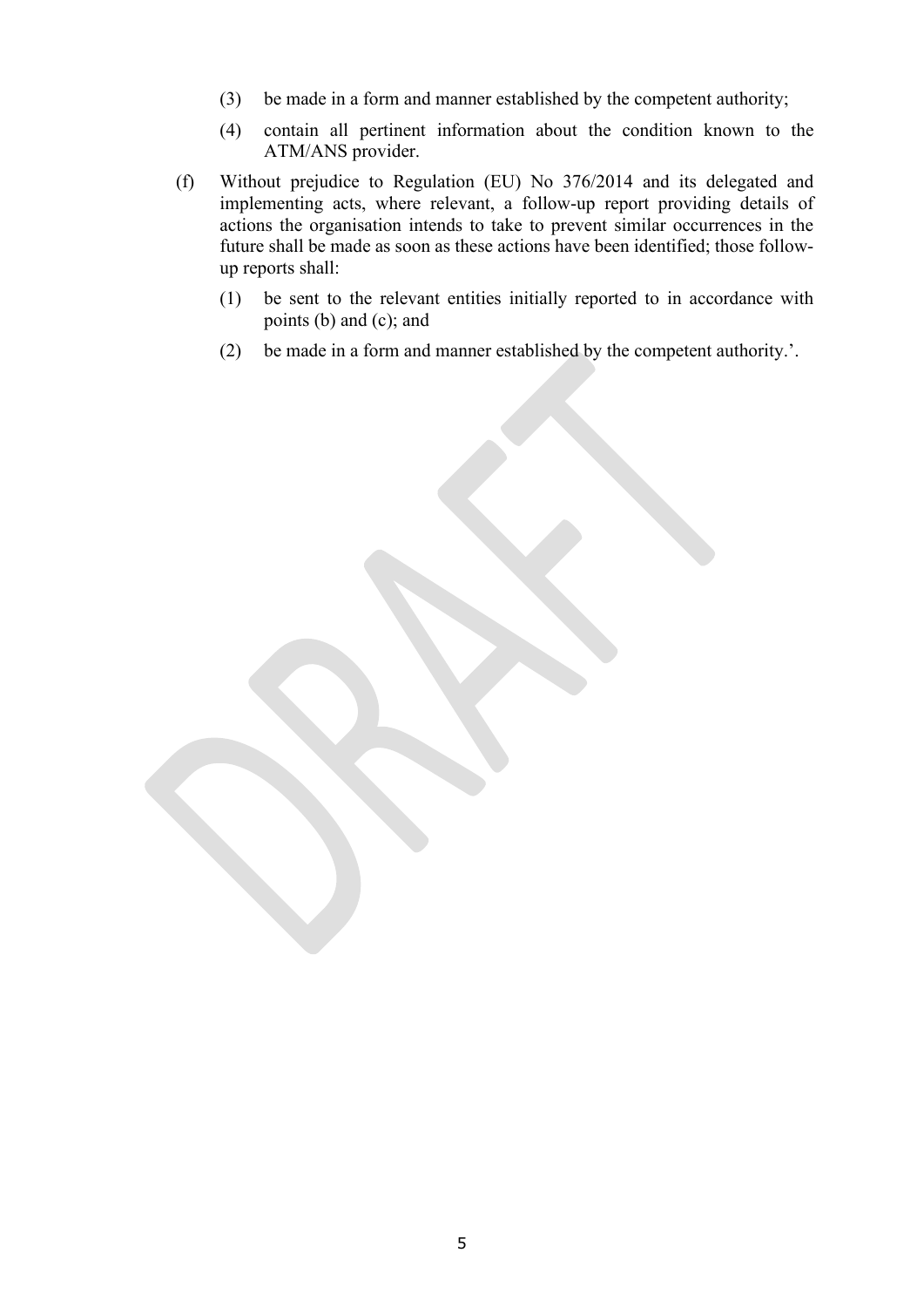(3) be made in a form and manner established by the competent authority;

(4) contain all pertinent information about the condition known to the ATM/ANS provider.

(f) Without prejudice to Regulation (EU) No 376/2014 and its delegated and implementing acts, where relevant, a follow-up report providing details of actions the organisation intends to take to prevent similar occurrences in the future shall be made as soon as these actions have been identified; those follow-up reports shall:

(1) be sent to the relevant entities initially reported to in accordance with points (b) and (c); and

(2) be made in a form and manner established by the competent authority.’.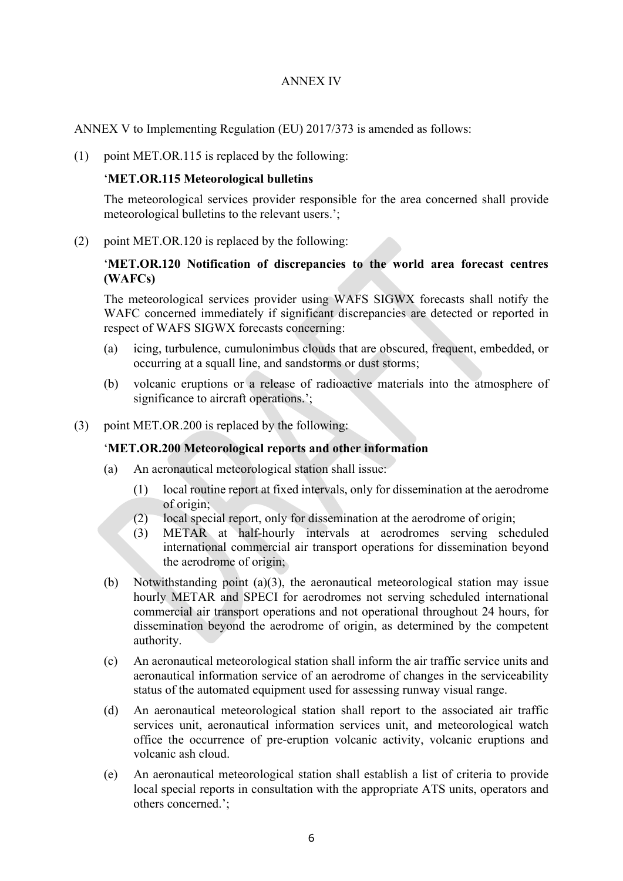ANNEX IV

ANNEX V to Implementing Regulation (EU) 2017/373 is amended as follows:

(1) point MET.OR.115 is replaced by the following:

‘**MET.OR.115 Meteorological bulletins**

The meteorological services provider responsible for the area concerned shall provide meteorological bulletins to the relevant users.’;

(2) point MET.OR.120 is replaced by the following:

‘**MET.OR.120 Notification of discrepancies to the world area forecast centres (WAFCs)**

The meteorological services provider using WAFS SIGWX forecasts shall notify the WAFC concerned immediately if significant discrepancies are detected or reported in respect of WAFS SIGWX forecasts concerning:

(a) icing, turbulence, cumulonimbus clouds that are obscured, frequent, embedded, or occurring at a squall line, and sandstorms or dust storms;

(b) volcanic eruptions or a release of radioactive materials into the atmosphere of significance to aircraft operations.’;

(3) point MET.OR.200 is replaced by the following:

‘**MET.OR.200 Meteorological reports and other information**

(a) An aeronautical meteorological station shall issue:

  (1) local routine report at fixed intervals, only for dissemination at the aerodrome of origin;
  (2) local special report, only for dissemination at the aerodrome of origin;
  (3) METAR at half-hourly intervals at aerodromes serving scheduled international commercial air transport operations for dissemination beyond the aerodrome of origin;

(b) Notwithstanding point (a)(3), the aeronautical meteorological station may issue hourly METAR and SPECI for aerodromes not serving scheduled international commercial air transport operations and not operational throughout 24 hours, for dissemination beyond the aerodrome of origin, as determined by the competent authority.

(c) An aeronautical meteorological station shall inform the air traffic service units and aeronautical information service of an aerodrome of changes in the serviceability status of the automated equipment used for assessing runway visual range.

(d) An aeronautical meteorological station shall report to the associated air traffic services unit, aeronautical information services unit, and meteorological watch office the occurrence of pre-eruption volcanic activity, volcanic eruptions and volcanic ash cloud.

(e) An aeronautical meteorological station shall establish a list of criteria to provide local special reports in consultation with the appropriate ATS units, operators and others concerned.’;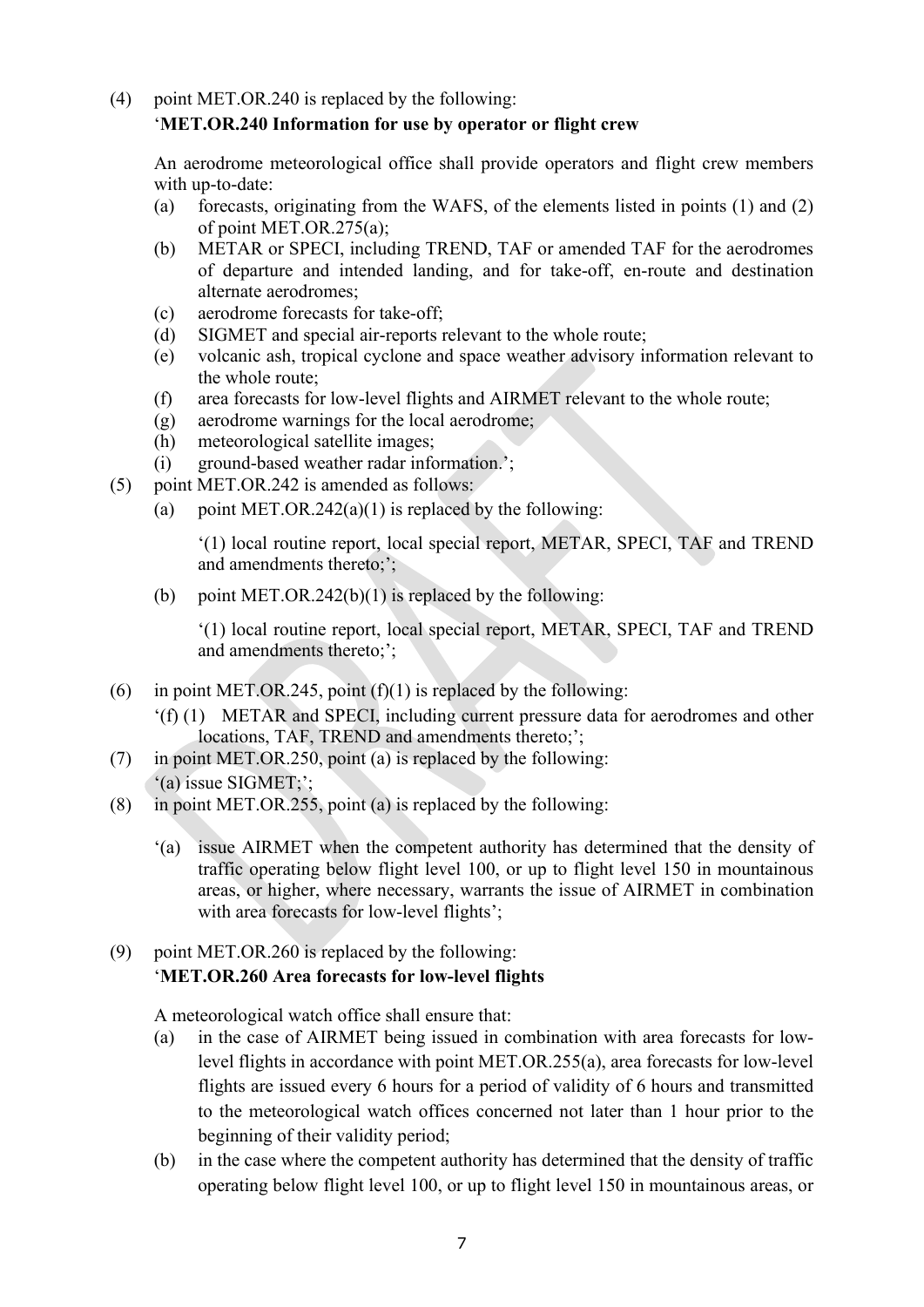(4) point MET.OR.240 is replaced by the following:

'**MET.OR.240 Information for use by operator or flight crew**

An aerodrome meteorological office shall provide operators and flight crew members with up-to-date:

(a) forecasts, originating from the WAFS, of the elements listed in points (1) and (2) of point MET.OR.275(a);

(b) METAR or SPECI, including TREND, TAF or amended TAF for the aerodromes of departure and intended landing, and for take-off, en-route and destination alternate aerodromes;

(c) aerodrome forecasts for take-off;

(d) SIGMET and special air-reports relevant to the whole route;

(e) volcanic ash, tropical cyclone and space weather advisory information relevant to the whole route;

(f) area forecasts for low-level flights and AIRMET relevant to the whole route;

(g) aerodrome warnings for the local aerodrome;

(h) meteorological satellite images;

(i) ground-based weather radar information.';

(5) point MET.OR.242 is amended as follows:

(a) point MET.OR.242(a)(1) is replaced by the following:

'(1) local routine report, local special report, METAR, SPECI, TAF and TREND and amendments thereto;';

(b) point MET.OR.242(b)(1) is replaced by the following:

'(1) local routine report, local special report, METAR, SPECI, TAF and TREND and amendments thereto;';

(6) in point MET.OR.245, point (f)(1) is replaced by the following:

'(f) (1) METAR and SPECI, including current pressure data for aerodromes and other locations, TAF, TREND and amendments thereto;';

(7) in point MET.OR.250, point (a) is replaced by the following:

'(a) issue SIGMET;';

(8) in point MET.OR.255, point (a) is replaced by the following:

'(a) issue AIRMET when the competent authority has determined that the density of traffic operating below flight level 100, or up to flight level 150 in mountainous areas, or higher, where necessary, warrants the issue of AIRMET in combination with area forecasts for low-level flights';

(9) point MET.OR.260 is replaced by the following:

'**MET.OR.260 Area forecasts for low-level flights**

A meteorological watch office shall ensure that:

(a) in the case of AIRMET being issued in combination with area forecasts for low-level flights in accordance with point MET.OR.255(a), area forecasts for low-level flights are issued every 6 hours for a period of validity of 6 hours and transmitted to the meteorological watch offices concerned not later than 1 hour prior to the beginning of their validity period;

(b) in the case where the competent authority has determined that the density of traffic operating below flight level 100, or up to flight level 150 in mountainous areas, or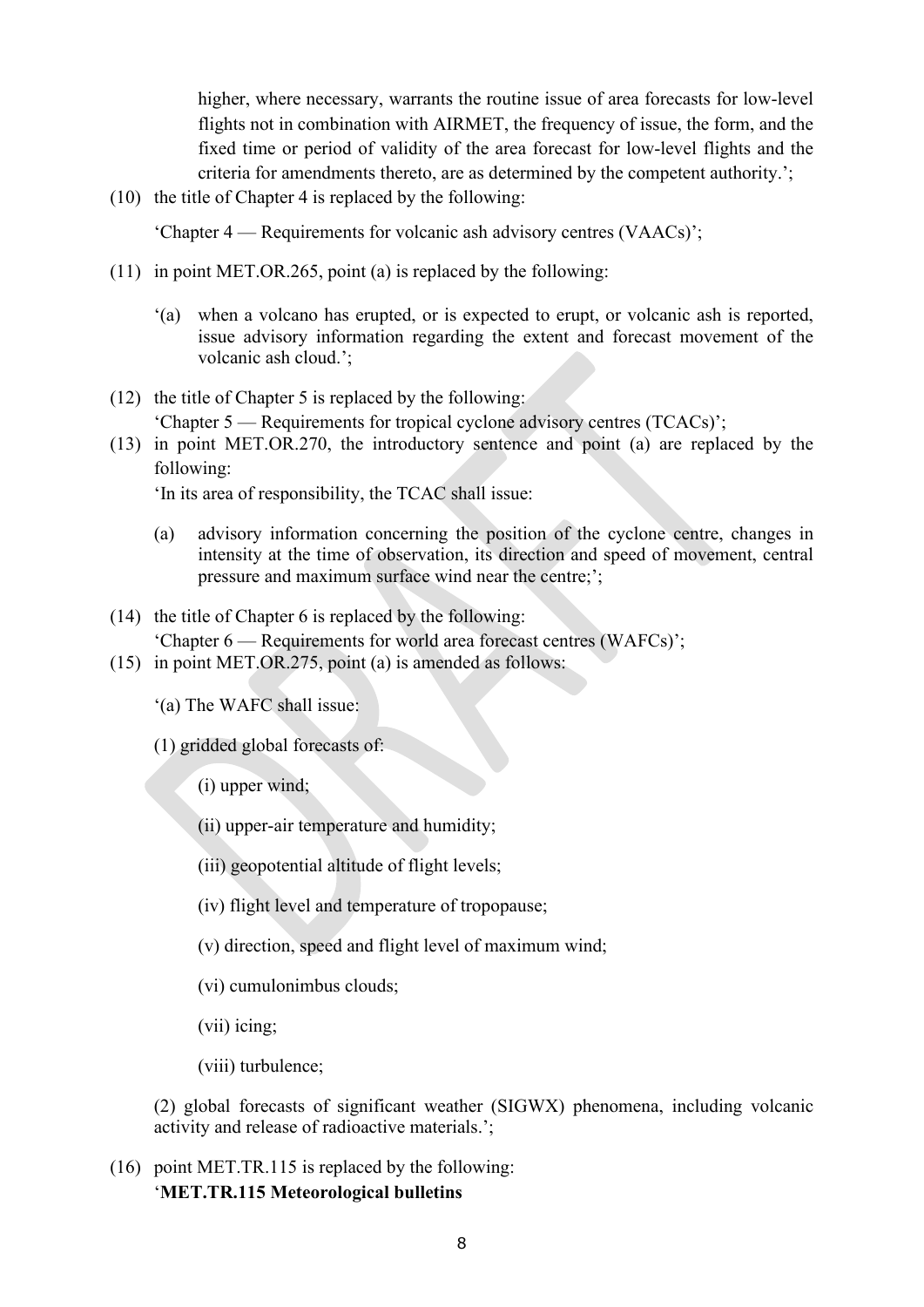higher, where necessary, warrants the routine issue of area forecasts for low-level flights not in combination with AIRMET, the frequency of issue, the form, and the fixed time or period of validity of the area forecast for low-level flights and the criteria for amendments thereto, are as determined by the competent authority.';

(10) the title of Chapter 4 is replaced by the following:

'Chapter 4 — Requirements for volcanic ash advisory centres (VAACs)';

(11) in point MET.OR.265, point (a) is replaced by the following:

'(a) when a volcano has erupted, or is expected to erupt, or volcanic ash is reported, issue advisory information regarding the extent and forecast movement of the volcanic ash cloud.';

(12) the title of Chapter 5 is replaced by the following:

'Chapter 5 — Requirements for tropical cyclone advisory centres (TCACs)';

(13) in point MET.OR.270, the introductory sentence and point (a) are replaced by the following:

'In its area of responsibility, the TCAC shall issue:

(a) advisory information concerning the position of the cyclone centre, changes in intensity at the time of observation, its direction and speed of movement, central pressure and maximum surface wind near the centre;';

(14) the title of Chapter 6 is replaced by the following:

'Chapter 6 — Requirements for world area forecast centres (WAFCs)';

(15) in point MET.OR.275, point (a) is amended as follows:

'(a) The WAFC shall issue:

(1) gridded global forecasts of:

(i) upper wind;

(ii) upper-air temperature and humidity;

(iii) geopotential altitude of flight levels;

(iv) flight level and temperature of tropopause;

(v) direction, speed and flight level of maximum wind;

(vi) cumulonimbus clouds;

(vii) icing;

(viii) turbulence;

(2) global forecasts of significant weather (SIGWX) phenomena, including volcanic activity and release of radioactive materials.';

(16) point MET.TR.115 is replaced by the following:

'**MET.TR.115 Meteorological bulletins**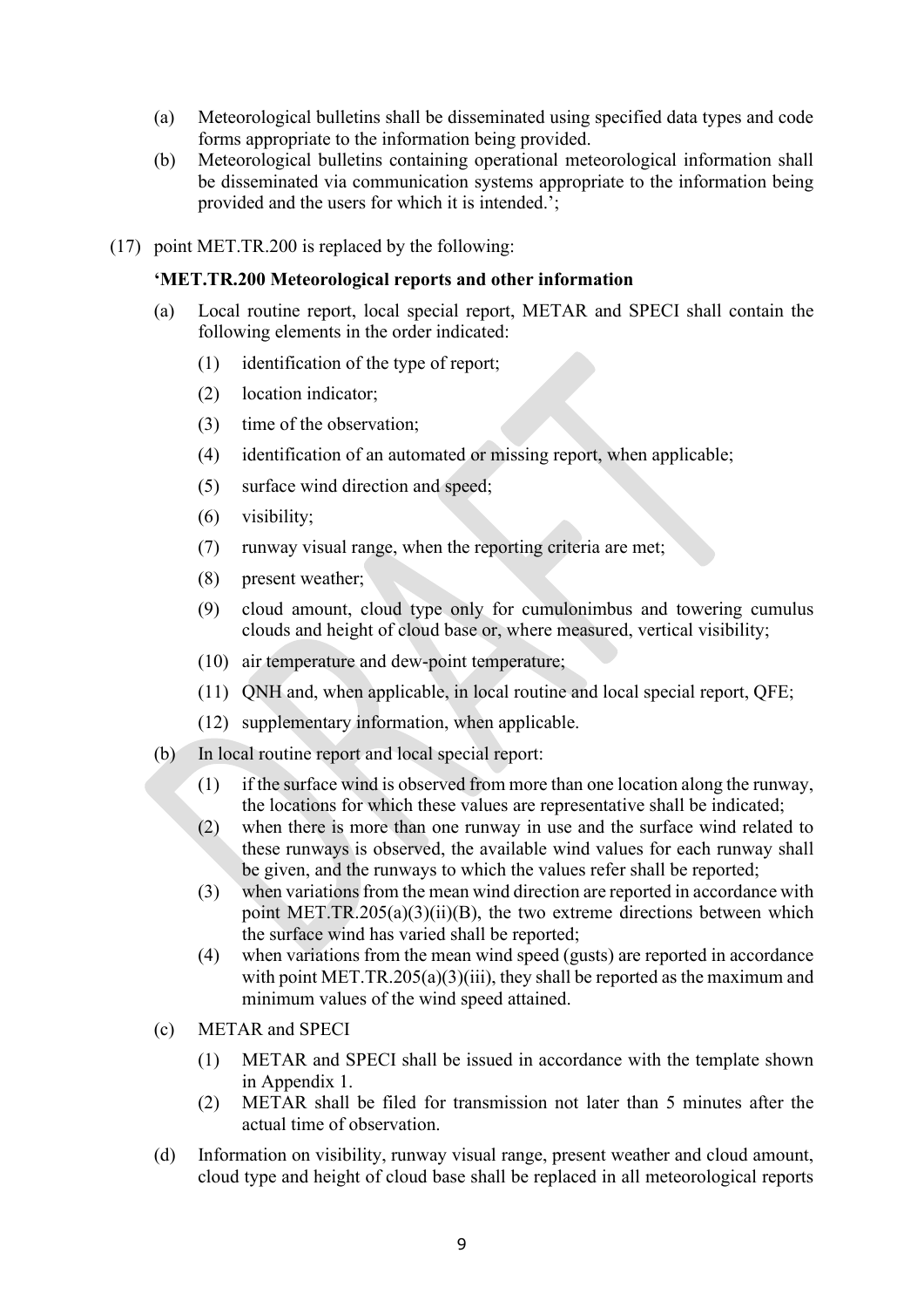(a) Meteorological bulletins shall be disseminated using specified data types and code forms appropriate to the information being provided.

(b) Meteorological bulletins containing operational meteorological information shall be disseminated via communication systems appropriate to the information being provided and the users for which it is intended.';

(17) point MET.TR.200 is replaced by the following:

**'MET.TR.200 Meteorological reports and other information**

(a) Local routine report, local special report, METAR and SPECI shall contain the following elements in the order indicated:

   (1) identification of the type of report;

   (2) location indicator;

   (3) time of the observation;

   (4) identification of an automated or missing report, when applicable;

   (5) surface wind direction and speed;

   (6) visibility;

   (7) runway visual range, when the reporting criteria are met;

   (8) present weather;

   (9) cloud amount, cloud type only for cumulonimbus and towering cumulus clouds and height of cloud base or, where measured, vertical visibility;

   (10) air temperature and dew-point temperature;

   (11) QNH and, when applicable, in local routine and local special report, QFE;

   (12) supplementary information, when applicable.

(b) In local routine report and local special report:

   (1) if the surface wind is observed from more than one location along the runway, the locations for which these values are representative shall be indicated;

   (2) when there is more than one runway in use and the surface wind related to these runways is observed, the available wind values for each runway shall be given, and the runways to which the values refer shall be reported;

   (3) when variations from the mean wind direction are reported in accordance with point MET.TR.205(a)(3)(ii)(B), the two extreme directions between which the surface wind has varied shall be reported;

   (4) when variations from the mean wind speed (gusts) are reported in accordance with point MET.TR.205(a)(3)(iii), they shall be reported as the maximum and minimum values of the wind speed attained.

(c) METAR and SPECI

   (1) METAR and SPECI shall be issued in accordance with the template shown in Appendix 1.

   (2) METAR shall be filed for transmission not later than 5 minutes after the actual time of observation.

(d) Information on visibility, runway visual range, present weather and cloud amount, cloud type and height of cloud base shall be replaced in all meteorological reports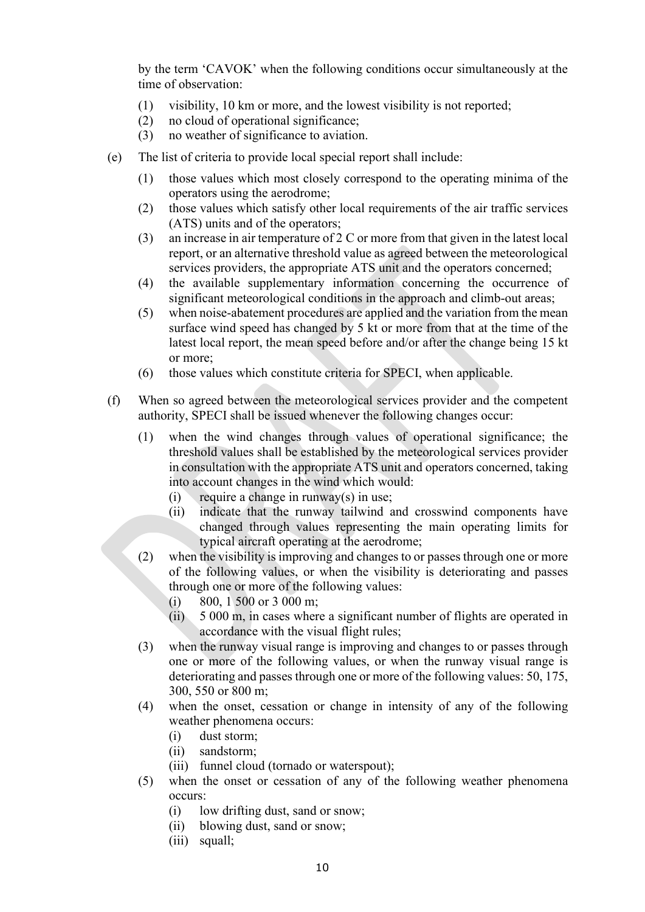by the term 'CAVOK' when the following conditions occur simultaneously at the time of observation:

(1) visibility, 10 km or more, and the lowest visibility is not reported;
(2) no cloud of operational significance;
(3) no weather of significance to aviation.

(e) The list of criteria to provide local special report shall include:

(1) those values which most closely correspond to the operating minima of the operators using the aerodrome;
(2) those values which satisfy other local requirements of the air traffic services (ATS) units and of the operators;
(3) an increase in air temperature of 2 C or more from that given in the latest local report, or an alternative threshold value as agreed between the meteorological services providers, the appropriate ATS unit and the operators concerned;
(4) the available supplementary information concerning the occurrence of significant meteorological conditions in the approach and climb-out areas;
(5) when noise-abatement procedures are applied and the variation from the mean surface wind speed has changed by 5 kt or more from that at the time of the latest local report, the mean speed before and/or after the change being 15 kt or more;
(6) those values which constitute criteria for SPECI, when applicable.

(f) When so agreed between the meteorological services provider and the competent authority, SPECI shall be issued whenever the following changes occur:

(1) when the wind changes through values of operational significance; the threshold values shall be established by the meteorological services provider in consultation with the appropriate ATS unit and operators concerned, taking into account changes in the wind which would:
    (i) require a change in runway(s) in use;
    (ii) indicate that the runway tailwind and crosswind components have changed through values representing the main operating limits for typical aircraft operating at the aerodrome;
(2) when the visibility is improving and changes to or passes through one or more of the following values, or when the visibility is deteriorating and passes through one or more of the following values:
    (i) 800, 1 500 or 3 000 m;
    (ii) 5 000 m, in cases where a significant number of flights are operated in accordance with the visual flight rules;
(3) when the runway visual range is improving and changes to or passes through one or more of the following values, or when the runway visual range is deteriorating and passes through one or more of the following values: 50, 175, 300, 550 or 800 m;
(4) when the onset, cessation or change in intensity of any of the following weather phenomena occurs:
    (i) dust storm;
    (ii) sandstorm;
    (iii) funnel cloud (tornado or waterspout);
(5) when the onset or cessation of any of the following weather phenomena occurs:
    (i) low drifting dust, sand or snow;
    (ii) blowing dust, sand or snow;
    (iii) squall;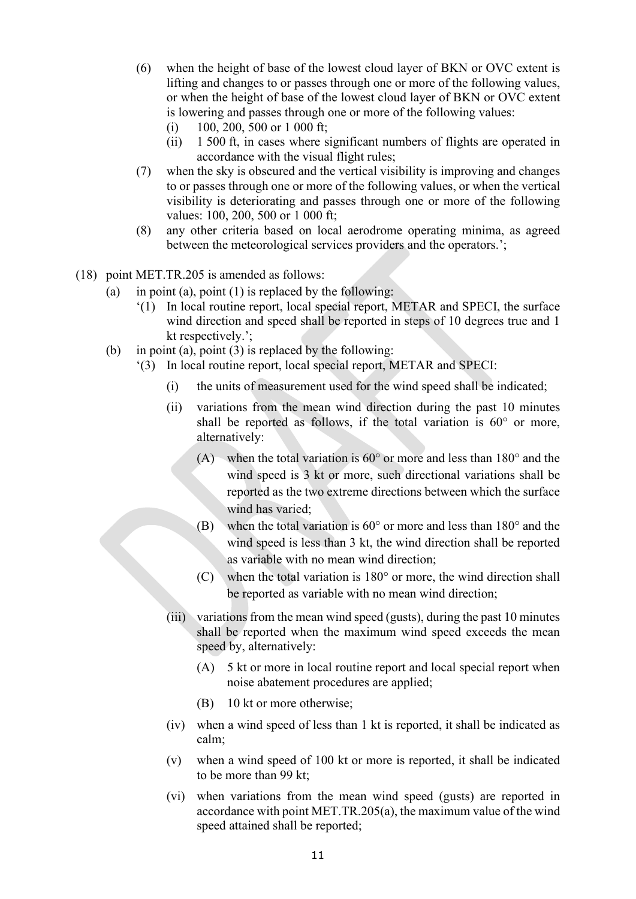(6) when the height of base of the lowest cloud layer of BKN or OVC extent is lifting and changes to or passes through one or more of the following values, or when the height of base of the lowest cloud layer of BKN or OVC extent is lowering and passes through one or more of the following values:
   (i) 100, 200, 500 or 1 000 ft;
   (ii) 1 500 ft, in cases where significant numbers of flights are operated in accordance with the visual flight rules;

(7) when the sky is obscured and the vertical visibility is improving and changes to or passes through one or more of the following values, or when the vertical visibility is deteriorating and passes through one or more of the following values: 100, 200, 500 or 1 000 ft;

(8) any other criteria based on local aerodrome operating minima, as agreed between the meteorological services providers and the operators.';

(18) point MET.TR.205 is amended as follows:

   (a) in point (a), point (1) is replaced by the following:

   '(1) In local routine report, local special report, METAR and SPECI, the surface wind direction and speed shall be reported in steps of 10 degrees true and 1 kt respectively.';

   (b) in point (a), point (3) is replaced by the following:

   '(3) In local routine report, local special report, METAR and SPECI:

   (i) the units of measurement used for the wind speed shall be indicated;

   (ii) variations from the mean wind direction during the past 10 minutes shall be reported as follows, if the total variation is 60° or more, alternatively:

   (A) when the total variation is 60° or more and less than 180° and the wind speed is 3 kt or more, such directional variations shall be reported as the two extreme directions between which the surface wind has varied;

   (B) when the total variation is 60° or more and less than 180° and the wind speed is less than 3 kt, the wind direction shall be reported as variable with no mean wind direction;

   (C) when the total variation is 180° or more, the wind direction shall be reported as variable with no mean wind direction;

   (iii) variations from the mean wind speed (gusts), during the past 10 minutes shall be reported when the maximum wind speed exceeds the mean speed by, alternatively:

   (A) 5 kt or more in local routine report and local special report when noise abatement procedures are applied;

   (B) 10 kt or more otherwise;

   (iv) when a wind speed of less than 1 kt is reported, it shall be indicated as calm;

   (v) when a wind speed of 100 kt or more is reported, it shall be indicated to be more than 99 kt;

   (vi) when variations from the mean wind speed (gusts) are reported in accordance with point MET.TR.205(a), the maximum value of the wind speed attained shall be reported;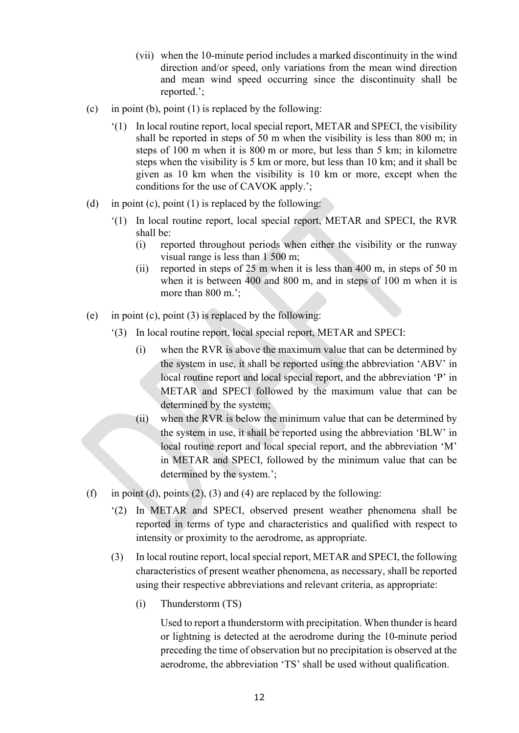(vii) when the 10-minute period includes a marked discontinuity in the wind direction and/or speed, only variations from the mean wind direction and mean wind speed occurring since the discontinuity shall be reported.';

(c) in point (b), point (1) is replaced by the following:

'(1) In local routine report, local special report, METAR and SPECI, the visibility shall be reported in steps of 50 m when the visibility is less than 800 m; in steps of 100 m when it is 800 m or more, but less than 5 km; in kilometre steps when the visibility is 5 km or more, but less than 10 km; and it shall be given as 10 km when the visibility is 10 km or more, except when the conditions for the use of CAVOK apply.';

(d) in point (c), point (1) is replaced by the following:

'(1) In local routine report, local special report, METAR and SPECI, the RVR shall be:

(i) reported throughout periods when either the visibility or the runway visual range is less than 1 500 m;

(ii) reported in steps of 25 m when it is less than 400 m, in steps of 50 m when it is between 400 and 800 m, and in steps of 100 m when it is more than 800 m.';

(e) in point (c), point (3) is replaced by the following:

'(3) In local routine report, local special report, METAR and SPECI:

(i) when the RVR is above the maximum value that can be determined by the system in use, it shall be reported using the abbreviation 'ABV' in local routine report and local special report, and the abbreviation 'P' in METAR and SPECI followed by the maximum value that can be determined by the system;

(ii) when the RVR is below the minimum value that can be determined by the system in use, it shall be reported using the abbreviation 'BLW' in local routine report and local special report, and the abbreviation 'M' in METAR and SPECI, followed by the minimum value that can be determined by the system.';

(f) in point (d), points (2), (3) and (4) are replaced by the following:

'(2) In METAR and SPECI, observed present weather phenomena shall be reported in terms of type and characteristics and qualified with respect to intensity or proximity to the aerodrome, as appropriate.

(3) In local routine report, local special report, METAR and SPECI, the following characteristics of present weather phenomena, as necessary, shall be reported using their respective abbreviations and relevant criteria, as appropriate:

(i) Thunderstorm (TS)

Used to report a thunderstorm with precipitation. When thunder is heard or lightning is detected at the aerodrome during the 10-minute period preceding the time of observation but no precipitation is observed at the aerodrome, the abbreviation 'TS' shall be used without qualification.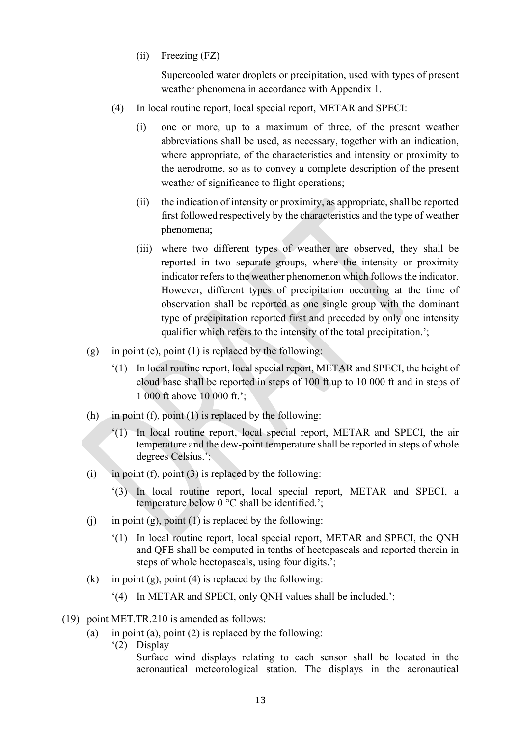(ii) Freezing (FZ)

Supercooled water droplets or precipitation, used with types of present weather phenomena in accordance with Appendix 1.

(4) In local routine report, local special report, METAR and SPECI:

(i) one or more, up to a maximum of three, of the present weather abbreviations shall be used, as necessary, together with an indication, where appropriate, of the characteristics and intensity or proximity to the aerodrome, so as to convey a complete description of the present weather of significance to flight operations;

(ii) the indication of intensity or proximity, as appropriate, shall be reported first followed respectively by the characteristics and the type of weather phenomena;

(iii) where two different types of weather are observed, they shall be reported in two separate groups, where the intensity or proximity indicator refers to the weather phenomenon which follows the indicator. However, different types of precipitation occurring at the time of observation shall be reported as one single group with the dominant type of precipitation reported first and preceded by only one intensity qualifier which refers to the intensity of the total precipitation.';

(g) in point (e), point (1) is replaced by the following:

'(1) In local routine report, local special report, METAR and SPECI, the height of cloud base shall be reported in steps of 100 ft up to 10 000 ft and in steps of 1 000 ft above 10 000 ft.';

(h) in point (f), point (1) is replaced by the following:

'(1) In local routine report, local special report, METAR and SPECI, the air temperature and the dew-point temperature shall be reported in steps of whole degrees Celsius.';

(i) in point (f), point (3) is replaced by the following:

'(3) In local routine report, local special report, METAR and SPECI, a temperature below 0 °C shall be identified.';

(j) in point (g), point (1) is replaced by the following:

'(1) In local routine report, local special report, METAR and SPECI, the QNH and QFE shall be computed in tenths of hectopascals and reported therein in steps of whole hectopascals, using four digits.';

(k) in point (g), point (4) is replaced by the following:

'(4) In METAR and SPECI, only QNH values shall be included.';

(19) point MET.TR.210 is amended as follows:

(a) in point (a), point (2) is replaced by the following:

'(2) Display

Surface wind displays relating to each sensor shall be located in the aeronautical meteorological station. The displays in the aeronautical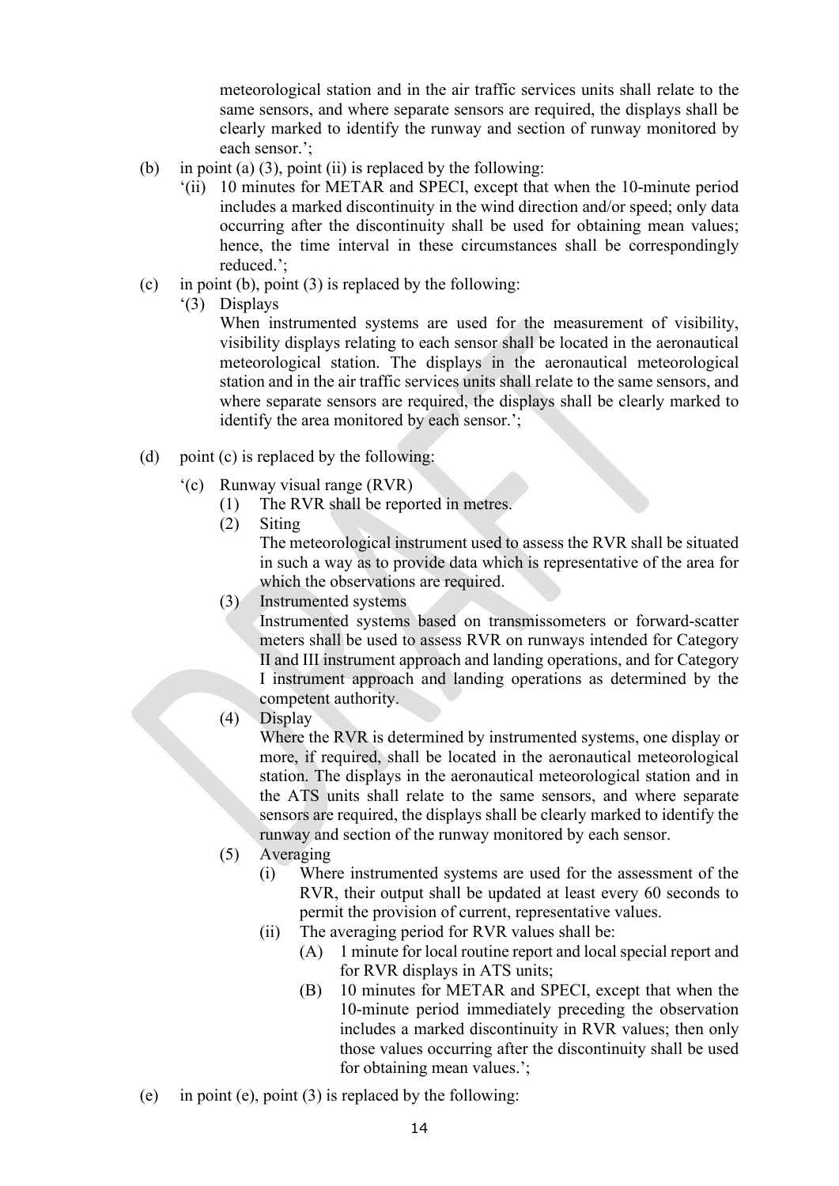meteorological station and in the air traffic services units shall relate to the same sensors, and where separate sensors are required, the displays shall be clearly marked to identify the runway and section of runway monitored by each sensor.';

(b) in point (a) (3), point (ii) is replaced by the following:

'(ii) 10 minutes for METAR and SPECI, except that when the 10-minute period includes a marked discontinuity in the wind direction and/or speed; only data occurring after the discontinuity shall be used for obtaining mean values; hence, the time interval in these circumstances shall be correspondingly reduced.';

(c) in point (b), point (3) is replaced by the following:

'(3) Displays

When instrumented systems are used for the measurement of visibility, visibility displays relating to each sensor shall be located in the aeronautical meteorological station. The displays in the aeronautical meteorological station and in the air traffic services units shall relate to the same sensors, and where separate sensors are required, the displays shall be clearly marked to identify the area monitored by each sensor.';

(d) point (c) is replaced by the following:

'(c) Runway visual range (RVR)

(1) The RVR shall be reported in metres.

(2) Siting

The meteorological instrument used to assess the RVR shall be situated in such a way as to provide data which is representative of the area for which the observations are required.

(3) Instrumented systems

Instrumented systems based on transmissometers or forward-scatter meters shall be used to assess RVR on runways intended for Category II and III instrument approach and landing operations, and for Category I instrument approach and landing operations as determined by the competent authority.

(4) Display

Where the RVR is determined by instrumented systems, one display or more, if required, shall be located in the aeronautical meteorological station. The displays in the aeronautical meteorological station and in the ATS units shall relate to the same sensors, and where separate sensors are required, the displays shall be clearly marked to identify the runway and section of the runway monitored by each sensor.

(5) Averaging

(i) Where instrumented systems are used for the assessment of the RVR, their output shall be updated at least every 60 seconds to permit the provision of current, representative values.

(ii) The averaging period for RVR values shall be:

(A) 1 minute for local routine report and local special report and for RVR displays in ATS units;

(B) 10 minutes for METAR and SPECI, except that when the 10-minute period immediately preceding the observation includes a marked discontinuity in RVR values; then only those values occurring after the discontinuity shall be used for obtaining mean values.';

(e) in point (e), point (3) is replaced by the following: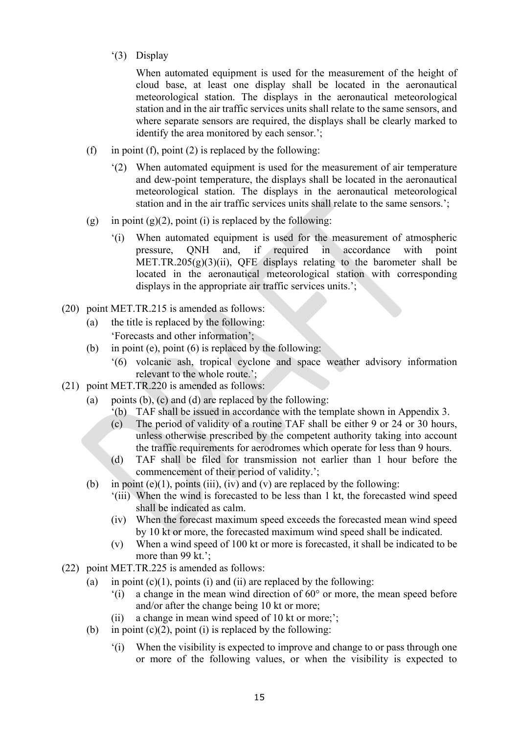'(3) Display

When automated equipment is used for the measurement of the height of cloud base, at least one display shall be located in the aeronautical meteorological station. The displays in the aeronautical meteorological station and in the air traffic services units shall relate to the same sensors, and where separate sensors are required, the displays shall be clearly marked to identify the area monitored by each sensor.';

(f) in point (f), point (2) is replaced by the following:

'(2) When automated equipment is used for the measurement of air temperature and dew-point temperature, the displays shall be located in the aeronautical meteorological station. The displays in the aeronautical meteorological station and in the air traffic services units shall relate to the same sensors.';

(g) in point (g)(2), point (i) is replaced by the following:

'(i) When automated equipment is used for the measurement of atmospheric pressure, QNH and, if required in accordance with point MET.TR.205(g)(3)(ii), QFE displays relating to the barometer shall be located in the aeronautical meteorological station with corresponding displays in the appropriate air traffic services units.';

(20) point MET.TR.215 is amended as follows:

(a) the title is replaced by the following:
'Forecasts and other information';

(b) in point (e), point (6) is replaced by the following:
'(6) volcanic ash, tropical cyclone and space weather advisory information relevant to the whole route.';

(21) point MET.TR.220 is amended as follows:

(a) points (b), (c) and (d) are replaced by the following:
'(b) TAF shall be issued in accordance with the template shown in Appendix 3.
(c) The period of validity of a routine TAF shall be either 9 or 24 or 30 hours, unless otherwise prescribed by the competent authority taking into account the traffic requirements for aerodromes which operate for less than 9 hours.
(d) TAF shall be filed for transmission not earlier than 1 hour before the commencement of their period of validity.';

(b) in point (e)(1), points (iii), (iv) and (v) are replaced by the following:
'(iii) When the wind is forecasted to be less than 1 kt, the forecasted wind speed shall be indicated as calm.
(iv) When the forecast maximum speed exceeds the forecasted mean wind speed by 10 kt or more, the forecasted maximum wind speed shall be indicated.
(v) When a wind speed of 100 kt or more is forecasted, it shall be indicated to be more than 99 kt.';

(22) point MET.TR.225 is amended as follows:

(a) in point (c)(1), points (i) and (ii) are replaced by the following:
'(i) a change in the mean wind direction of 60° or more, the mean speed before and/or after the change being 10 kt or more;
(ii) a change in mean wind speed of 10 kt or more;';

(b) in point (c)(2), point (i) is replaced by the following:

'(i) When the visibility is expected to improve and change to or pass through one or more of the following values, or when the visibility is expected to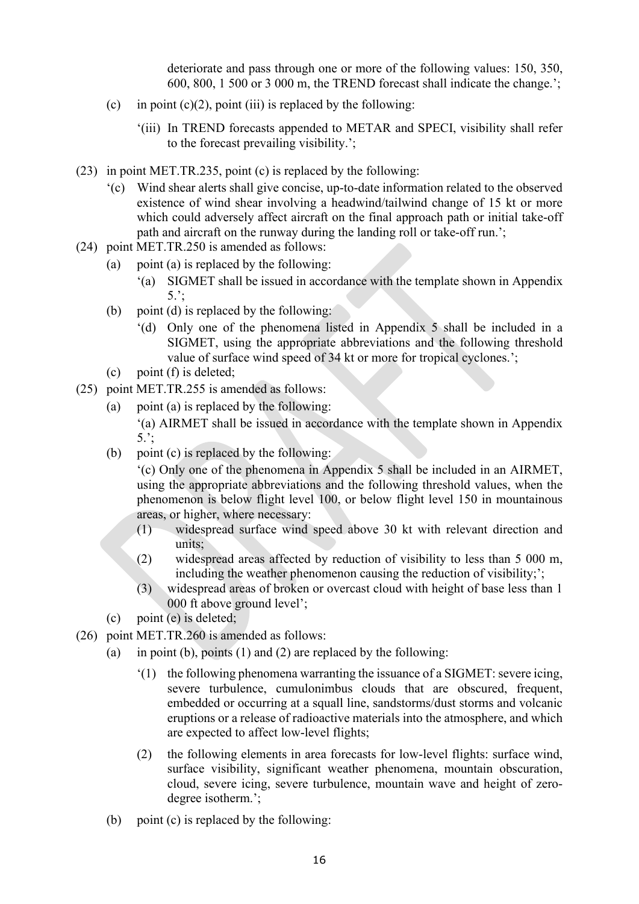deteriorate and pass through one or more of the following values: 150, 350, 600, 800, 1 500 or 3 000 m, the TREND forecast shall indicate the change.';

(c) in point (c)(2), point (iii) is replaced by the following:

'(iii) In TREND forecasts appended to METAR and SPECI, visibility shall refer to the forecast prevailing visibility.';

(23) in point MET.TR.235, point (c) is replaced by the following:

'(c) Wind shear alerts shall give concise, up-to-date information related to the observed existence of wind shear involving a headwind/tailwind change of 15 kt or more which could adversely affect aircraft on the final approach path or initial take-off path and aircraft on the runway during the landing roll or take-off run.';

(24) point MET.TR.250 is amended as follows:

(a) point (a) is replaced by the following:

'(a) SIGMET shall be issued in accordance with the template shown in Appendix 5.';

(b) point (d) is replaced by the following:

'(d) Only one of the phenomena listed in Appendix 5 shall be included in a SIGMET, using the appropriate abbreviations and the following threshold value of surface wind speed of 34 kt or more for tropical cyclones.';

(c) point (f) is deleted;

(25) point MET.TR.255 is amended as follows:

(a) point (a) is replaced by the following:

'(a) AIRMET shall be issued in accordance with the template shown in Appendix 5.';

(b) point (c) is replaced by the following:

'(c) Only one of the phenomena in Appendix 5 shall be included in an AIRMET, using the appropriate abbreviations and the following threshold values, when the phenomenon is below flight level 100, or below flight level 150 in mountainous areas, or higher, where necessary:

(1) widespread surface wind speed above 30 kt with relevant direction and units;

(2) widespread areas affected by reduction of visibility to less than 5 000 m, including the weather phenomenon causing the reduction of visibility;';

(3) widespread areas of broken or overcast cloud with height of base less than 1 000 ft above ground level';

(c) point (e) is deleted;

(26) point MET.TR.260 is amended as follows:

(a) in point (b), points (1) and (2) are replaced by the following:

'(1) the following phenomena warranting the issuance of a SIGMET: severe icing, severe turbulence, cumulonimbus clouds that are obscured, frequent, embedded or occurring at a squall line, sandstorms/dust storms and volcanic eruptions or a release of radioactive materials into the atmosphere, and which are expected to affect low-level flights;

(2) the following elements in area forecasts for low-level flights: surface wind, surface visibility, significant weather phenomena, mountain obscuration, cloud, severe icing, severe turbulence, mountain wave and height of zero-degree isotherm.';

(b) point (c) is replaced by the following: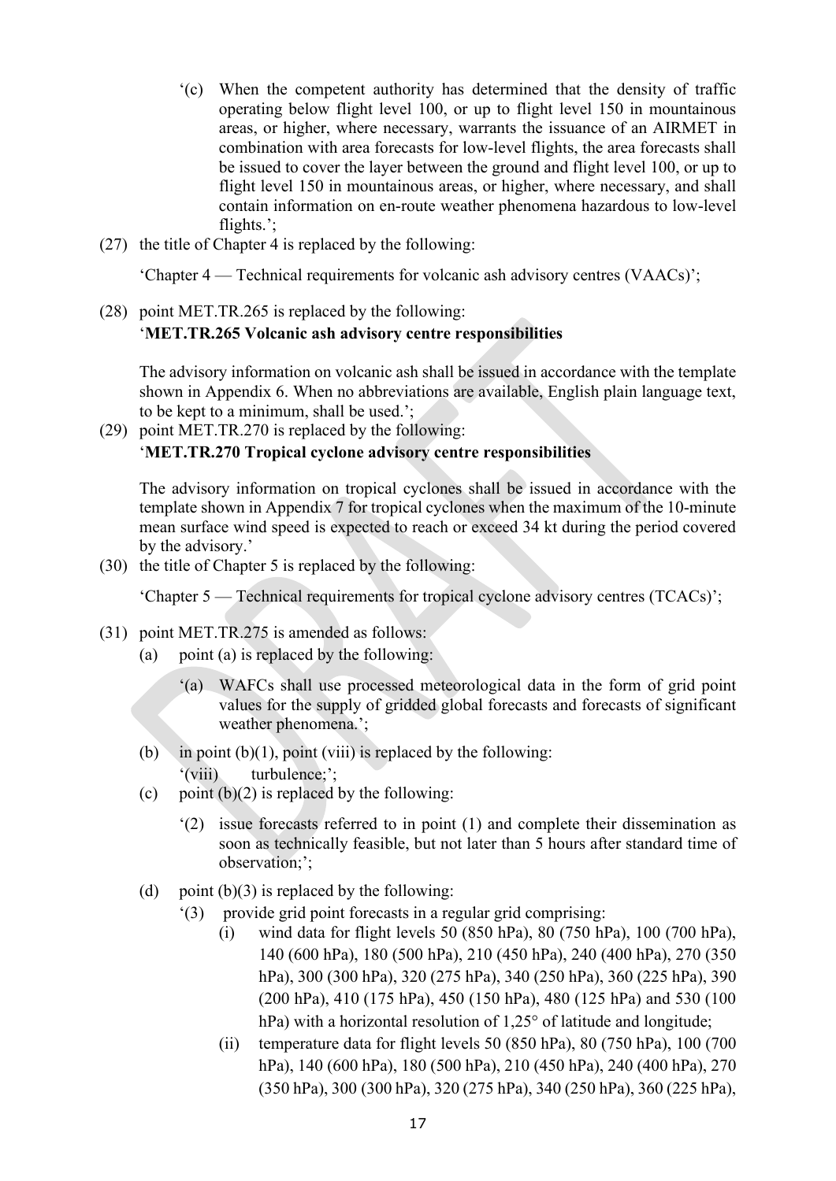'(c) When the competent authority has determined that the density of traffic operating below flight level 100, or up to flight level 150 in mountainous areas, or higher, where necessary, warrants the issuance of an AIRMET in combination with area forecasts for low-level flights, the area forecasts shall be issued to cover the layer between the ground and flight level 100, or up to flight level 150 in mountainous areas, or higher, where necessary, and shall contain information on en-route weather phenomena hazardous to low-level flights.';

(27) the title of Chapter 4 is replaced by the following:

'Chapter 4 — Technical requirements for volcanic ash advisory centres (VAACs)';

(28) point MET.TR.265 is replaced by the following:

'**MET.TR.265 Volcanic ash advisory centre responsibilities**

The advisory information on volcanic ash shall be issued in accordance with the template shown in Appendix 6. When no abbreviations are available, English plain language text, to be kept to a minimum, shall be used.';

(29) point MET.TR.270 is replaced by the following:

'**MET.TR.270 Tropical cyclone advisory centre responsibilities**

The advisory information on tropical cyclones shall be issued in accordance with the template shown in Appendix 7 for tropical cyclones when the maximum of the 10-minute mean surface wind speed is expected to reach or exceed 34 kt during the period covered by the advisory.'

(30) the title of Chapter 5 is replaced by the following:

'Chapter 5 — Technical requirements for tropical cyclone advisory centres (TCACs)';

(31) point MET.TR.275 is amended as follows:

(a) point (a) is replaced by the following:

'(a) WAFCs shall use processed meteorological data in the form of grid point values for the supply of gridded global forecasts and forecasts of significant weather phenomena.';

(b) in point (b)(1), point (viii) is replaced by the following:

'(viii) turbulence;';

(c) point (b)(2) is replaced by the following:

'(2) issue forecasts referred to in point (1) and complete their dissemination as soon as technically feasible, but not later than 5 hours after standard time of observation;';

(d) point (b)(3) is replaced by the following:

'(3) provide grid point forecasts in a regular grid comprising:

(i) wind data for flight levels 50 (850 hPa), 80 (750 hPa), 100 (700 hPa), 140 (600 hPa), 180 (500 hPa), 210 (450 hPa), 240 (400 hPa), 270 (350 hPa), 300 (300 hPa), 320 (275 hPa), 340 (250 hPa), 360 (225 hPa), 390 (200 hPa), 410 (175 hPa), 450 (150 hPa), 480 (125 hPa) and 530 (100 hPa) with a horizontal resolution of 1,25° of latitude and longitude;

(ii) temperature data for flight levels 50 (850 hPa), 80 (750 hPa), 100 (700 hPa), 140 (600 hPa), 180 (500 hPa), 210 (450 hPa), 240 (400 hPa), 270 (350 hPa), 300 (300 hPa), 320 (275 hPa), 340 (250 hPa), 360 (225 hPa),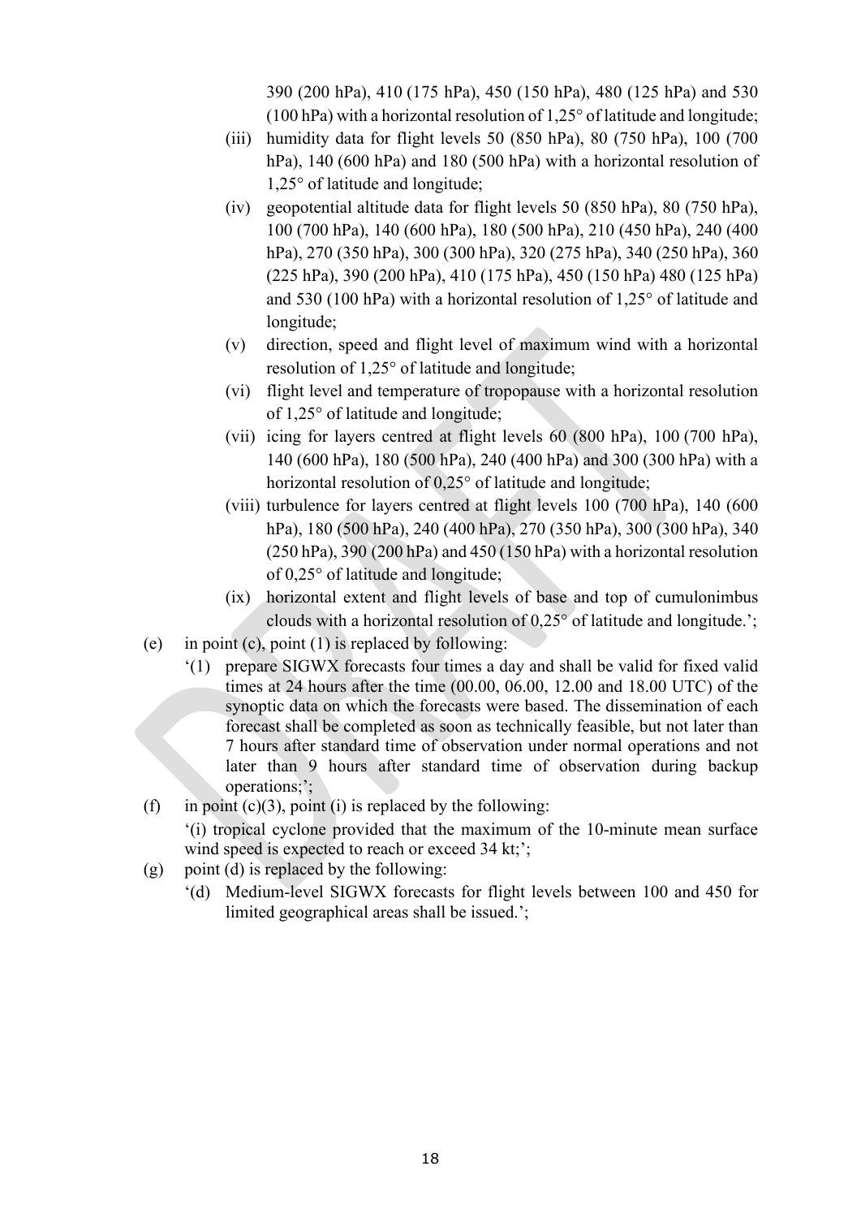390 (200 hPa), 410 (175 hPa), 450 (150 hPa), 480 (125 hPa) and 530 (100 hPa) with a horizontal resolution of 1,25° of latitude and longitude;

(iii) humidity data for flight levels 50 (850 hPa), 80 (750 hPa), 100 (700 hPa), 140 (600 hPa) and 180 (500 hPa) with a horizontal resolution of 1,25° of latitude and longitude;

(iv) geopotential altitude data for flight levels 50 (850 hPa), 80 (750 hPa), 100 (700 hPa), 140 (600 hPa), 180 (500 hPa), 210 (450 hPa), 240 (400 hPa), 270 (350 hPa), 300 (300 hPa), 320 (275 hPa), 340 (250 hPa), 360 (225 hPa), 390 (200 hPa), 410 (175 hPa), 450 (150 hPa) 480 (125 hPa) and 530 (100 hPa) with a horizontal resolution of 1,25° of latitude and longitude;

(v) direction, speed and flight level of maximum wind with a horizontal resolution of 1,25° of latitude and longitude;

(vi) flight level and temperature of tropopause with a horizontal resolution of 1,25° of latitude and longitude;

(vii) icing for layers centred at flight levels 60 (800 hPa), 100 (700 hPa), 140 (600 hPa), 180 (500 hPa), 240 (400 hPa) and 300 (300 hPa) with a horizontal resolution of 0,25° of latitude and longitude;

(viii) turbulence for layers centred at flight levels 100 (700 hPa), 140 (600 hPa), 180 (500 hPa), 240 (400 hPa), 270 (350 hPa), 300 (300 hPa), 340 (250 hPa), 390 (200 hPa) and 450 (150 hPa) with a horizontal resolution of 0,25° of latitude and longitude;

(ix) horizontal extent and flight levels of base and top of cumulonimbus clouds with a horizontal resolution of 0,25° of latitude and longitude.';

(e) in point (c), point (1) is replaced by following:

'(1) prepare SIGWX forecasts four times a day and shall be valid for fixed valid times at 24 hours after the time (00.00, 06.00, 12.00 and 18.00 UTC) of the synoptic data on which the forecasts were based. The dissemination of each forecast shall be completed as soon as technically feasible, but not later than 7 hours after standard time of observation under normal operations and not later than 9 hours after standard time of observation during backup operations;';

(f) in point (c)(3), point (i) is replaced by the following:

'(i) tropical cyclone provided that the maximum of the 10-minute mean surface wind speed is expected to reach or exceed 34 kt;';

(g) point (d) is replaced by the following:

'(d) Medium-level SIGWX forecasts for flight levels between 100 and 450 for limited geographical areas shall be issued.';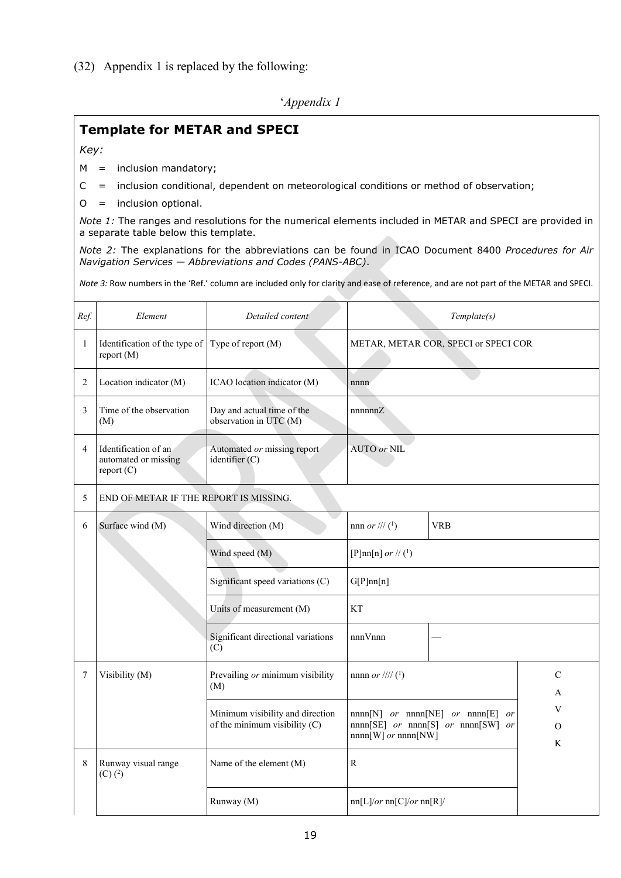(32) Appendix 1 is replaced by the following:

'*Appendix 1*

## Template for METAR and SPECI

*Key:*

M = inclusion mandatory;

C = inclusion conditional, dependent on meteorological conditions or method of observation;

O = inclusion optional.

*Note 1:* The ranges and resolutions for the numerical elements included in METAR and SPECI are provided in a separate table below this template.

*Note 2:* The explanations for the abbreviations can be found in ICAO Document 8400 *Procedures for Air Navigation Services — Abbreviations and Codes (PANS-ABC)*.

*Note 3:* Row numbers in the 'Ref.' column are included only for clarity and ease of reference, and are not part of the METAR and SPECI.

| *Ref.* | *Element* | *Detailed content* | *Template(s)* | | |
|---|---|---|---|---|---|
| 1 | Identification of the type of report (M) | Type of report (M) | METAR, METAR COR, SPECI or SPECI COR | | |
| 2 | Location indicator (M) | ICAO location indicator (M) | nnnn | | |
| 3 | Time of the observation (M) | Day and actual time of the observation in UTC (M) | nnnnnnZ | | |
| 4 | Identification of an automated or missing report (C) | Automated *or* missing report identifier (C) | AUTO *or* NIL | | |
| 5 | END OF METAR IF THE REPORT IS MISSING. | | | | |
| 6 | Surface wind (M) | Wind direction (M) | nnn *or* /// (1) | VRB | |
| | | Wind speed (M) | [P]nn[n] *or* // (1) | | |
| | | Significant speed variations (C) | G[P]nn[n] | | |
| | | Units of measurement (M) | KT | | |
| | | Significant directional variations (C) | nnnVnnn | — | |
| 7 | Visibility (M) | Prevailing *or* minimum visibility (M) | nnnn *or* //// (1) | | CAVOK |
| | | Minimum visibility and direction of the minimum visibility (C) | nnnn[N] *or* nnnn[NE] *or* nnnn[E] *or* nnnn[SE] *or* nnnn[S] *or* nnnn[SW] *or* nnnn[W] *or* nnnn[NW] | | |
| 8 | Runway visual range (C) (2) | Name of the element (M) | R | | |
| | | Runway (M) | nn[L]/*or* nn[C]/*or* nn[R]/ | | |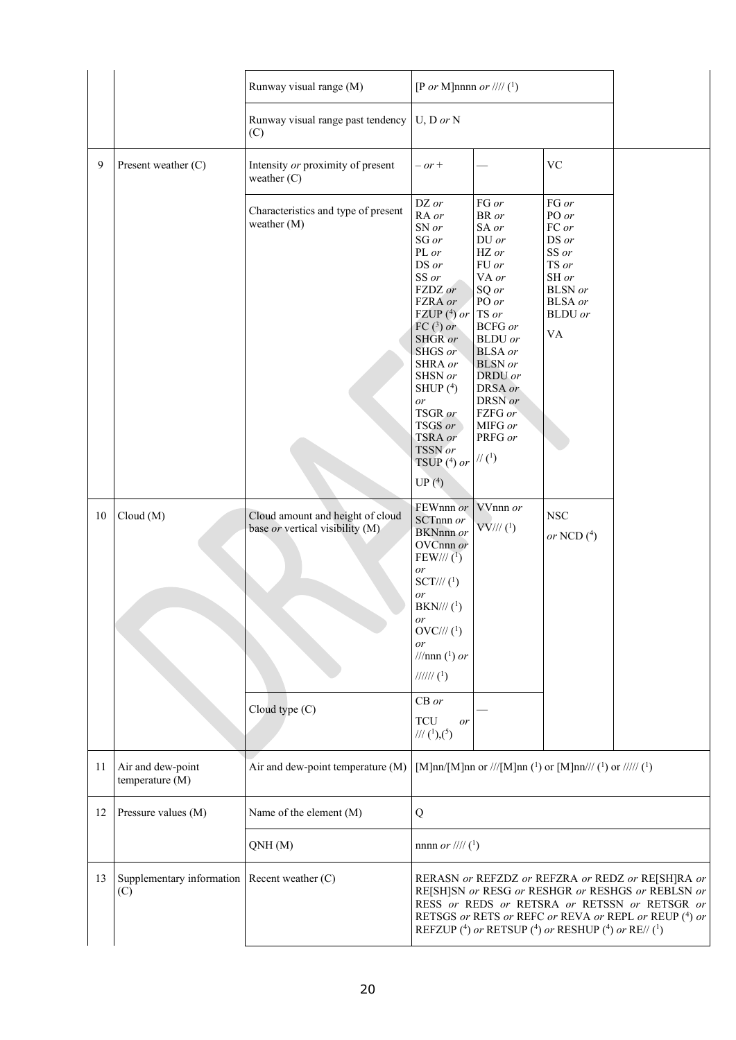| | | | | | | |
|---|---|---|---|---|---|---|
| | | Runway visual range (M) | [P *or* M]nnnn *or* //// (1) | | | |
| | | Runway visual range past tendency (C) | U, D *or* N | | | |
| 9 | Present weather (C) | Intensity *or* proximity of present weather (C) | – *or* + | — | VC | |
| | | Characteristics and type of present weather (M) | DZ *or* RA *or* SN *or* SG *or* PL *or* DS *or* SS *or* FZDZ *or* FZRA *or* FZUP (4) *or* FC (3) *or* SHGR *or* SHGS *or* SHRA *or* SHSN *or* SHUP (4) *or* TSGR *or* TSGS *or* TSRA *or* TSSN *or* TSUP (4) *or* UP (4) | FG *or* BR *or* SA *or* DU *or* HZ *or* FU *or* VA *or* SQ *or* PO *or* TS *or* BCFG *or* BLDU *or* BLSA *or* BLSN *or* DRDU *or* DRSA *or* DRSN *or* FZFG *or* MIFG *or* PRFG *or* // (1) | FG *or* PO *or* FC *or* DS *or* SS *or* TS *or* SH *or* BLSN *or* BLSA *or* BLDU *or* VA | |
| 10 | Cloud (M) | Cloud amount and height of cloud base *or* vertical visibility (M) | FEWnnn *or* SCTnnn *or* BKNnnn *or* OVCnnn *or* FEW/// (1) *or* SCT/// (1) *or* BKN/// (1) *or* OVC/// (1) *or* ///nnn (1) *or* ////// (1) | VVnnn *or* VV/// (1) | NSC *or* NCD (4) | |
| | | Cloud type (C) | CB *or* TCU *or* /// (1),(5) | — | | |
| 11 | Air and dew-point temperature (M) | Air and dew-point temperature (M) | [M]nn/[M]nn or ///[M]nn (1) or [M]nn/// (1) or ///// (1) | | | |
| 12 | Pressure values (M) | Name of the element (M) | Q | | | |
| | | QNH (M) | nnnn *or* //// (1) | | | |
| 13 | Supplementary information (C) | Recent weather (C) | RERASN *or* REFZDZ *or* REFZRA *or* REDZ *or* RE[SH]RA *or* RE[SH]SN *or* RESG *or* RESHGR *or* RESHGS *or* REBLSN *or* RESS *or* REDS *or* RETSRA *or* RETSSN *or* RETSGR *or* RETSGS *or* RETS *or* REFC *or* REVA *or* REPL *or* REUP (4) *or* REFZUP (4) *or* RETSUP (4) *or* RESHUP (4) *or* RE// (1) | | | |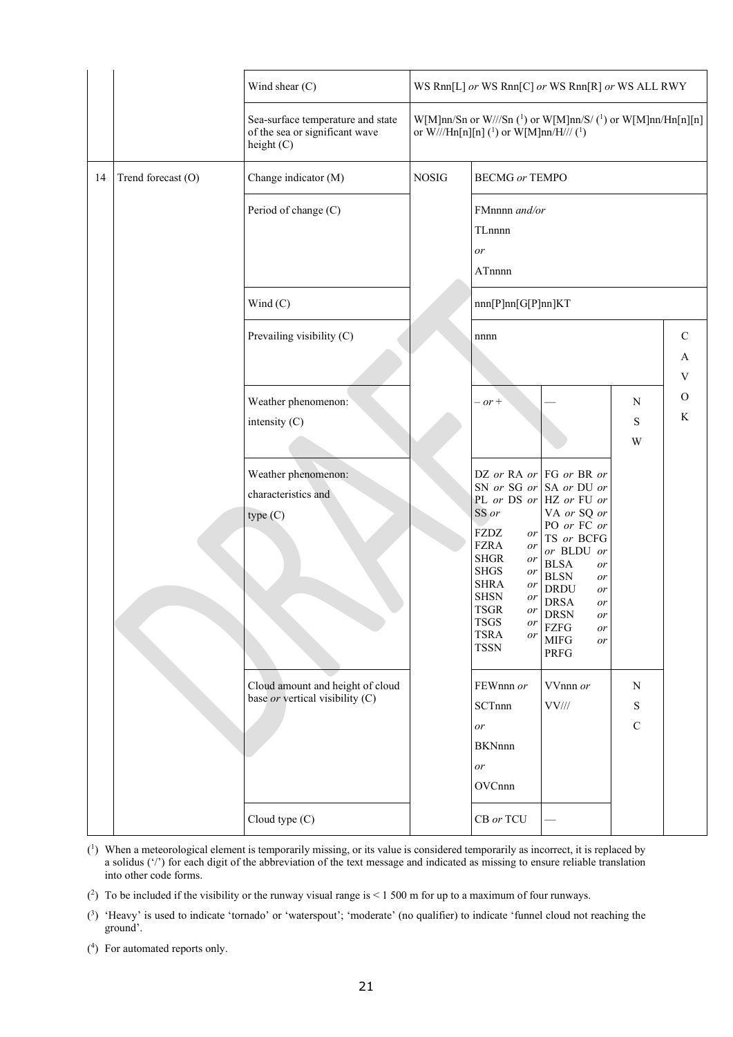| | | | | | | |
|---|---|---|---|---|---|---|
| | | Wind shear (C) | WS Rnn[L] *or* WS Rnn[C] *or* WS Rnn[R] *or* WS ALL RWY | | | |
| | | Sea-surface temperature and state of the sea or significant wave height (C) | W[M]nn/Sn or W///Sn (1) or W[M]nn/S/ (1) or W[M]nn/Hn[n][n] or W///Hn[n][n] (1) or W[M]nn/H/// (1) | | | |
| 14 | Trend forecast (O) | Change indicator (M) | NOSIG | BECMG *or* TEMPO | | |
| | | Period of change (C) | | FMnnnn *and/or* TLnnnn *or* ATnnnn | | |
| | | Wind (C) | | nnn[P]nn[G[P]nn]KT | | |
| | | Prevailing visibility (C) | | nnnn | | CAVOK |
| | | Weather phenomenon: intensity (C) | | – *or* + | — | NSW |
| | | Weather phenomenon: characteristics and type (C) | | DZ *or* RA *or* SN *or* SG *or* PL *or* DS *or* SS *or* FZDZ *or* FZRA *or* SHGR *or* SHGS *or* SHRA *or* SHSN *or* TSGR *or* TSGS *or* TSRA *or* TSSN | FG *or* BR *or* SA *or* DU *or* HZ *or* FU *or* VA *or* SQ *or* PO *or* FC *or* TS *or* BCFG *or* BLDU *or* BLSA *or* BLSN *or* DRDU *or* DRSA *or* DRSN *or* FZFG *or* MIFG *or* PRFG | |
| | | Cloud amount and height of cloud base *or* vertical visibility (C) | | FEWnnn *or* SCTnnn *or* BKNnnn *or* OVCnnn | VVnnn *or* VV/// | NSC |
| | | Cloud type (C) | | CB *or* TCU | — | |

(1) When a meteorological element is temporarily missing, or its value is considered temporarily as incorrect, it is replaced by a solidus ('/') for each digit of the abbreviation of the text message and indicated as missing to ensure reliable translation into other code forms.

(2) To be included if the visibility or the runway visual range is < 1 500 m for up to a maximum of four runways.

(3) 'Heavy' is used to indicate 'tornado' or 'waterspout'; 'moderate' (no qualifier) to indicate 'funnel cloud not reaching the ground'.

(4) For automated reports only.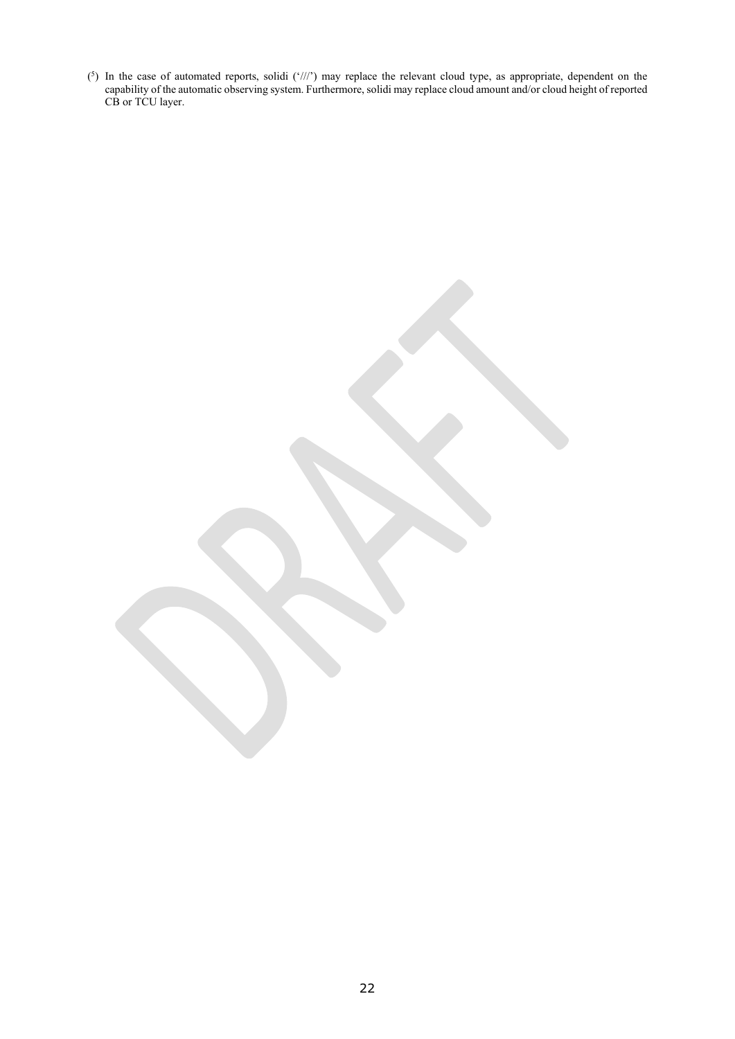([5]) In the case of automated reports, solidi ('///') may replace the relevant cloud type, as appropriate, dependent on the capability of the automatic observing system. Furthermore, solidi may replace cloud amount and/or cloud height of reported CB or TCU layer.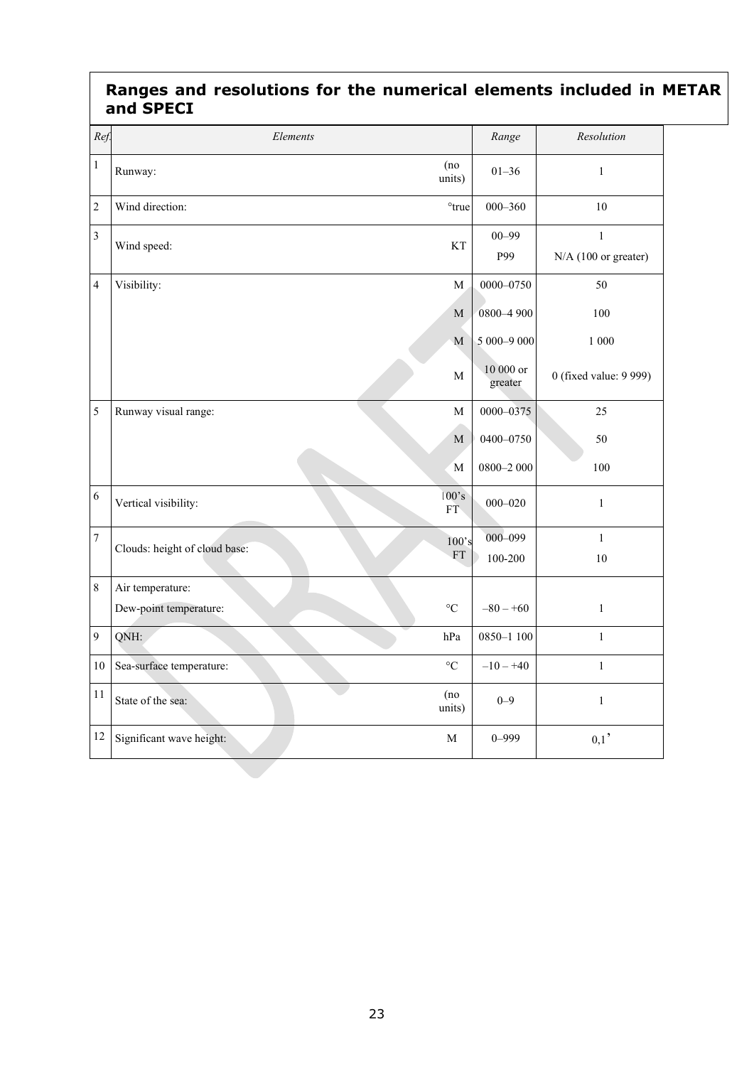## Ranges and resolutions for the numerical elements included in METAR and SPECI

| *Ref.* | *Elements* | | *Range* | *Resolution* |
|---|---|---|---|---|
| 1 | Runway: | (no units) | 01–36 | 1 |
| 2 | Wind direction: | °true | 000–360 | 10 |
| 3 | Wind speed: | KT | 00–99<br>P99 | 1<br>N/A (100 or greater) |
| 4 | Visibility: | M | 0000–0750 | 50 |
| | | M | 0800–4 900 | 100 |
| | | M | 5 000–9 000 | 1 000 |
| | | M | 10 000 or greater | 0 (fixed value: 9 999) |
| 5 | Runway visual range: | M | 0000–0375 | 25 |
| | | M | 0400–0750 | 50 |
| | | M | 0800–2 000 | 100 |
| 6 | Vertical visibility: | 100's FT | 000–020 | 1 |
| 7 | Clouds: height of cloud base: | 100's FT | 000–099<br>100-200 | 1<br>10 |
| 8 | Air temperature:<br>Dew-point temperature: | °C | –80 – +60 | 1 |
| 9 | QNH: | hPa | 0850–1 100 | 1 |
| 10 | Sea-surface temperature: | °C | –10 – +40 | 1 |
| 11 | State of the sea: | (no units) | 0–9 | 1 |
| 12 | Significant wave height: | M | 0–999 | 0,1' |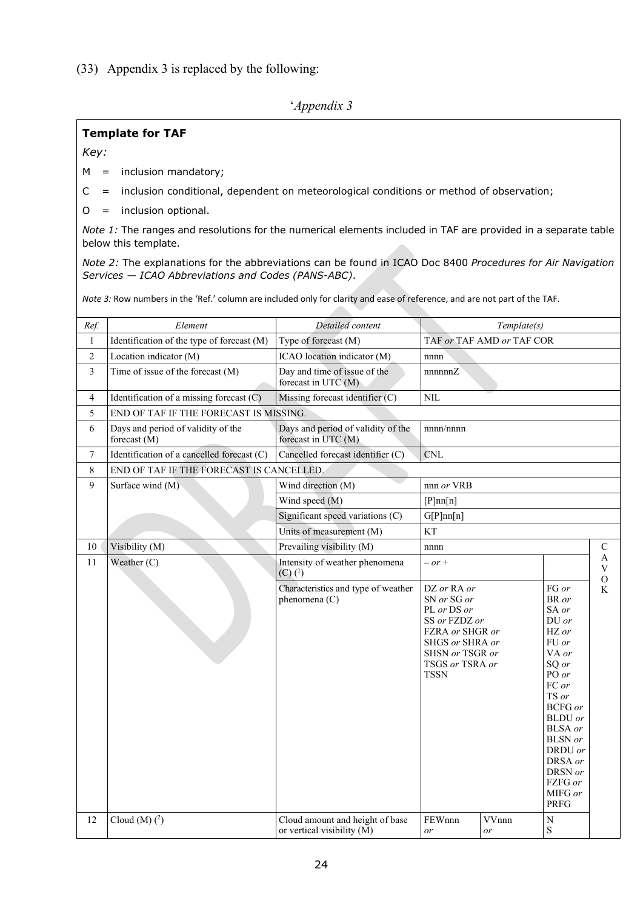(33) Appendix 3 is replaced by the following:

'*Appendix 3*

**Template for TAF**

*Key:*

M = inclusion mandatory;

C = inclusion conditional, dependent on meteorological conditions or method of observation;

O = inclusion optional.

*Note 1:* The ranges and resolutions for the numerical elements included in TAF are provided in a separate table below this template.

*Note 2:* The explanations for the abbreviations can be found in ICAO Doc 8400 *Procedures for Air Navigation Services — ICAO Abbreviations and Codes (PANS-ABC)*.

*Note 3:* Row numbers in the 'Ref.' column are included only for clarity and ease of reference, and are not part of the TAF.

| *Ref.* | *Element* | *Detailed content* | *Template(s)* | | | |
|---|---|---|---|---|---|---|
| 1 | Identification of the type of forecast (M) | Type of forecast (M) | TAF *or* TAF AMD *or* TAF COR | | | |
| 2 | Location indicator (M) | ICAO location indicator (M) | nnnn | | | |
| 3 | Time of issue of the forecast (M) | Day and time of issue of the forecast in UTC (M) | nnnnnnZ | | | |
| 4 | Identification of a missing forecast (C) | Missing forecast identifier (C) | NIL | | | |
| 5 | END OF TAF IF THE FORECAST IS MISSING. | | | | | |
| 6 | Days and period of validity of the forecast (M) | Days and period of validity of the forecast in UTC (M) | nnnn/nnnn | | | |
| 7 | Identification of a cancelled forecast (C) | Cancelled forecast identifier (C) | CNL | | | |
| 8 | END OF TAF IF THE FORECAST IS CANCELLED. | | | | | |
| 9 | Surface wind (M) | Wind direction (M) | nnn *or* VRB | | | |
| | | Wind speed (M) | [P]nn[n] | | | |
| | | Significant speed variations (C) | G[P]nn[n] | | | |
| | | Units of measurement (M) | KT | | | |
| 10 | Visibility (M) | Prevailing visibility (M) | nnnn | | | CAVOK |
| 11 | Weather (C) | Intensity of weather phenomena (C) ([1]) | – *or* + | | | |
| | | Characteristics and type of weather phenomena (C) | DZ *or* RA *or* SN *or* SG *or* PL *or* DS *or* SS *or* FZDZ *or* FZRA *or* SHGR *or* SHGS *or* SHRA *or* SHSN *or* TSGR *or* TSGS *or* TSRA *or* TSSN | | FG *or* BR *or* SA *or* DU *or* HZ *or* FU *or* VA *or* SQ *or* PO *or* FC *or* TS *or* BCFG *or* BLDU *or* BLSA *or* BLSN *or* DRDU *or* DRSA *or* DRSN *or* FZFG *or* MIFG *or* PRFG | |
| 12 | Cloud (M) ([2]) | Cloud amount and height of base or vertical visibility (M) | FEWnnn *or* | VVnnn *or* | N S | |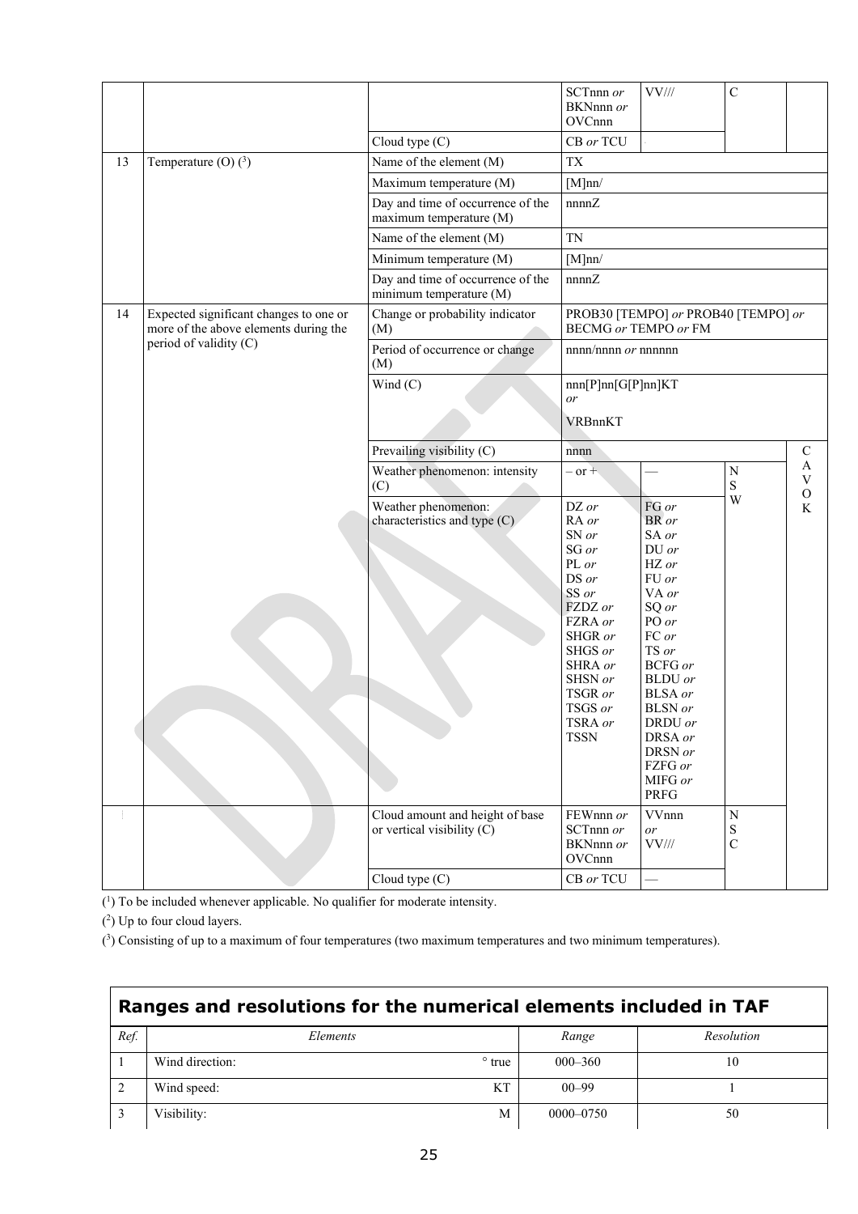| | | | | | | |
|---|---|---|---|---|---|---|
| | | | SCTnnn *or* BKNnnn *or* OVCnnn | VV/// | C | |
| | | Cloud type (C) | CB *or* TCU | | | |
| 13 | Temperature (O) (3) | Name of the element (M) | TX | | | |
| | | Maximum temperature (M) | [M]nn/ | | | |
| | | Day and time of occurrence of the maximum temperature (M) | nnnnZ | | | |
| | | Name of the element (M) | TN | | | |
| | | Minimum temperature (M) | [M]nn/ | | | |
| | | Day and time of occurrence of the minimum temperature (M) | nnnnZ | | | |
| 14 | Expected significant changes to one or more of the above elements during the period of validity (C) | Change or probability indicator (M) | PROB30 [TEMPO] *or* PROB40 [TEMPO] *or* BECMG *or* TEMPO *or* FM | | | |
| | | Period of occurrence or change (M) | nnnn/nnnn *or* nnnnnn | | | |
| | | Wind (C) | nnn[P]nn[G[P]nn]KT *or* VRBnnKT | | | |
| | | Prevailing visibility (C) | nnnn | | | CAVOK |
| | | Weather phenomenon: intensity (C) | – or + | — | NSW | |
| | | Weather phenomenon: characteristics and type (C) | DZ *or* RA *or* SN *or* SG *or* PL *or* DS *or* SS *or* FZDZ *or* FZRA *or* SHGR *or* SHGS *or* SHRA *or* SHSN *or* TSGR *or* TSGS *or* TSRA *or* TSSN | FG *or* BR *or* SA *or* DU *or* HZ *or* FU *or* VA *or* SQ *or* PO *or* FC *or* TS *or* BCFG *or* BLDU *or* BLSA *or* BLSN *or* DRDU *or* DRSA *or* DRSN *or* FZFG *or* MIFG *or* PRFG | | |
| | | Cloud amount and height of base or vertical visibility (C) | FEWnnn *or* SCTnnn *or* BKNnnn *or* OVCnnn | VVnnn *or* VV/// | NSC | |
| | | Cloud type (C) | CB *or* TCU | — | | |

(1) To be included whenever applicable. No qualifier for moderate intensity.

(2) Up to four cloud layers.

(3) Consisting of up to a maximum of four temperatures (two maximum temperatures and two minimum temperatures).

## Ranges and resolutions for the numerical elements included in TAF

| *Ref.* | *Elements* | | *Range* | *Resolution* |
|---|---|---|---|---|
| 1 | Wind direction: | ° true | 000–360 | 10 |
| 2 | Wind speed: | KT | 00–99 | 1 |
| 3 | Visibility: | M | 0000–0750 | 50 |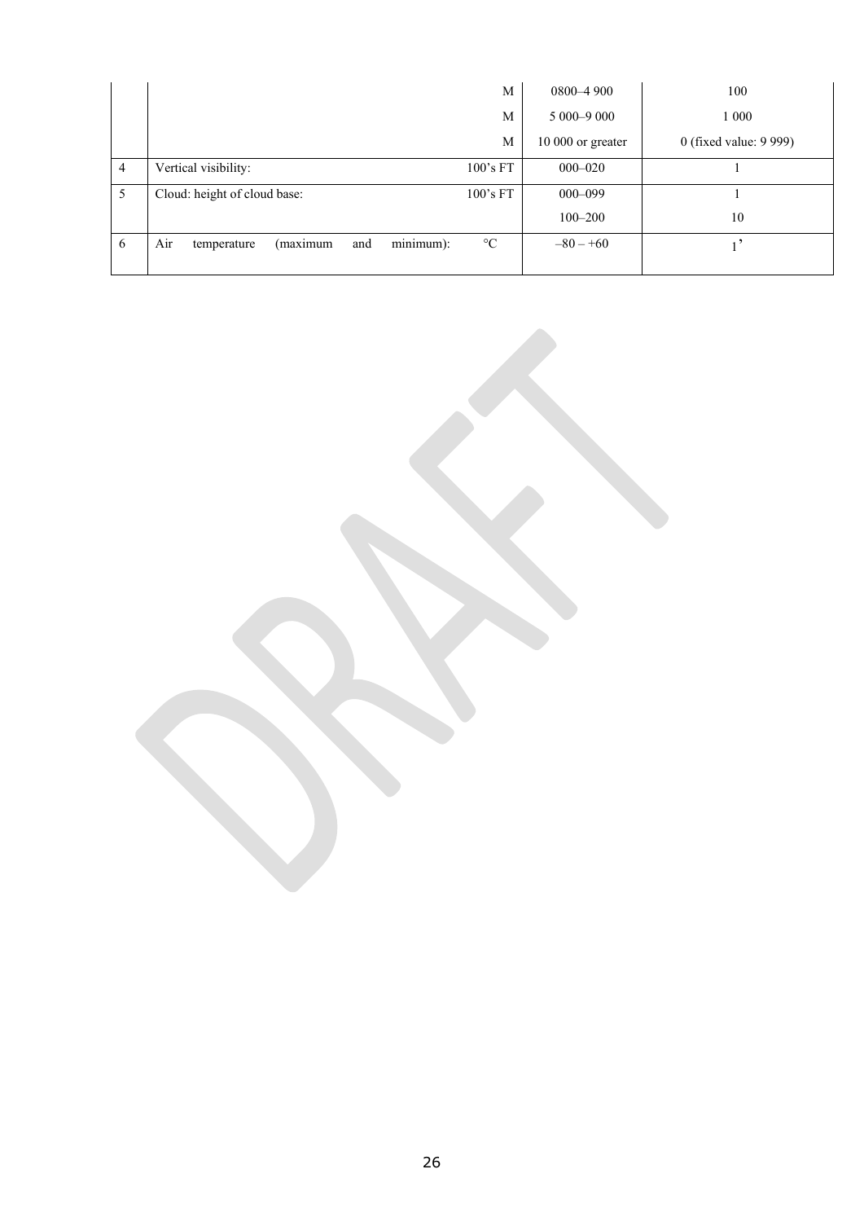| | | | | |
|---|---|---|---|---|
| | | M | 0800–4 900 | 100 |
| | | M | 5 000–9 000 | 1 000 |
| | | M | 10 000 or greater | 0 (fixed value: 9 999) |
| 4 | Vertical visibility: | 100's FT | 000–020 | 1 |
| 5 | Cloud: height of cloud base: | 100's FT | 000–099 | 1 |
| | | | 100–200 | 10 |
| 6 | Air temperature (maximum and minimum): | °C | –80 – +60 | 1' |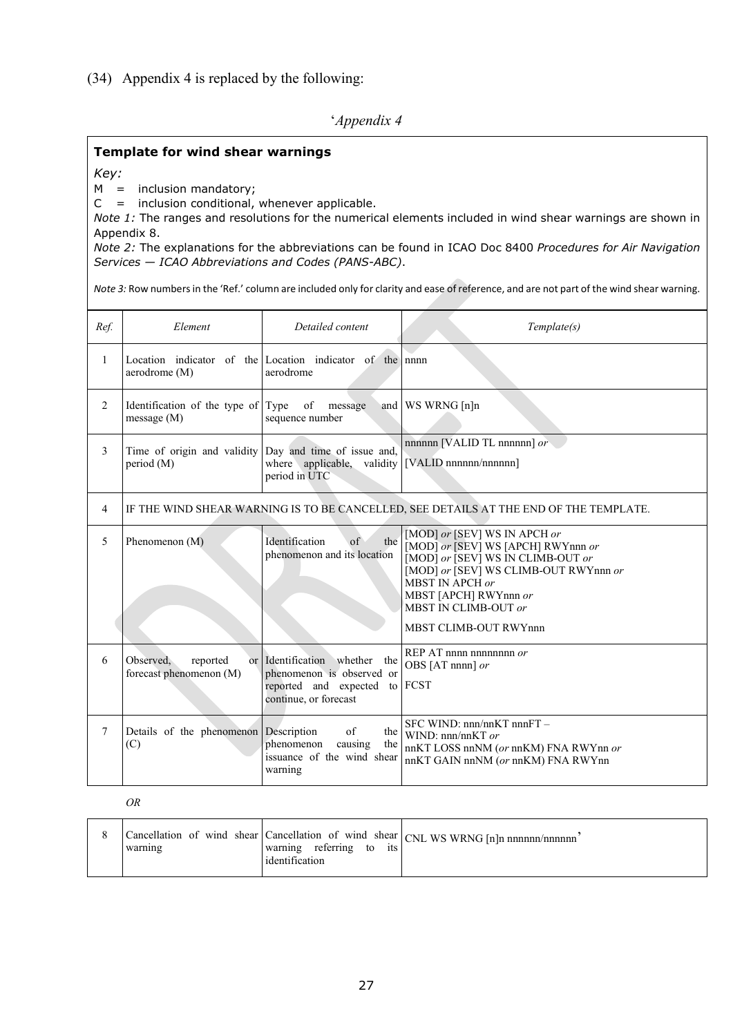(34) Appendix 4 is replaced by the following:

'*Appendix 4*

**Template for wind shear warnings**

*Key:*

M = inclusion mandatory;

C = inclusion conditional, whenever applicable.

*Note 1:* The ranges and resolutions for the numerical elements included in wind shear warnings are shown in Appendix 8.

*Note 2:* The explanations for the abbreviations can be found in ICAO Doc 8400 *Procedures for Air Navigation Services — ICAO Abbreviations and Codes (PANS-ABC)*.

*Note 3:* Row numbers in the 'Ref.' column are included only for clarity and ease of reference, and are not part of the wind shear warning.

| *Ref.* | *Element* | *Detailed content* | *Template(s)* |
|---|---|---|---|
| 1 | Location indicator of the aerodrome (M) | Location indicator of the aerodrome | nnnn |
| 2 | Identification of the type of message (M) | Type of message and sequence number | WS WRNG [n]n |
| 3 | Time of origin and validity period (M) | Day and time of issue and, where applicable, validity period in UTC | nnnnnn [VALID TL nnnnnn] *or*<br>[VALID nnnnnn/nnnnnn] |
| 4 | IF THE WIND SHEAR WARNING IS TO BE CANCELLED, SEE DETAILS AT THE END OF THE TEMPLATE. | | |
| 5 | Phenomenon (M) | Identification of the phenomenon and its location | [MOD] *or* [SEV] WS IN APCH *or*<br>[MOD] *or* [SEV] WS [APCH] RWYnnn *or*<br>[MOD] *or* [SEV] WS IN CLIMB-OUT *or*<br>[MOD] *or* [SEV] WS CLIMB-OUT RWYnnn *or*<br>MBST IN APCH *or*<br>MBST [APCH] RWYnnn *or*<br>MBST IN CLIMB-OUT *or*<br>MBST CLIMB-OUT RWYnnn |
| 6 | Observed, reported or forecast phenomenon (M) | Identification whether the phenomenon is observed or reported and expected to continue, or forecast | REP AT nnnn nnnnnnnn *or*<br>OBS [AT nnnn] *or*<br>FCST |
| 7 | Details of the phenomenon (C) | Description of the phenomenon causing the issuance of the wind shear warning | SFC WIND: nnn/nnKT nnnFT –<br>WIND: nnn/nnKT *or*<br>nnKT LOSS nnNM (*or* nnKM) FNA RWYnn *or*<br>nnKT GAIN nnNM (*or* nnKM) FNA RWYnn |

*OR*

| | | | |
|---|---|---|---|
| 8 | Cancellation of wind shear warning | Cancellation of wind shear warning referring to its identification | CNL WS WRNG [n]n nnnnnn/nnnnnn' |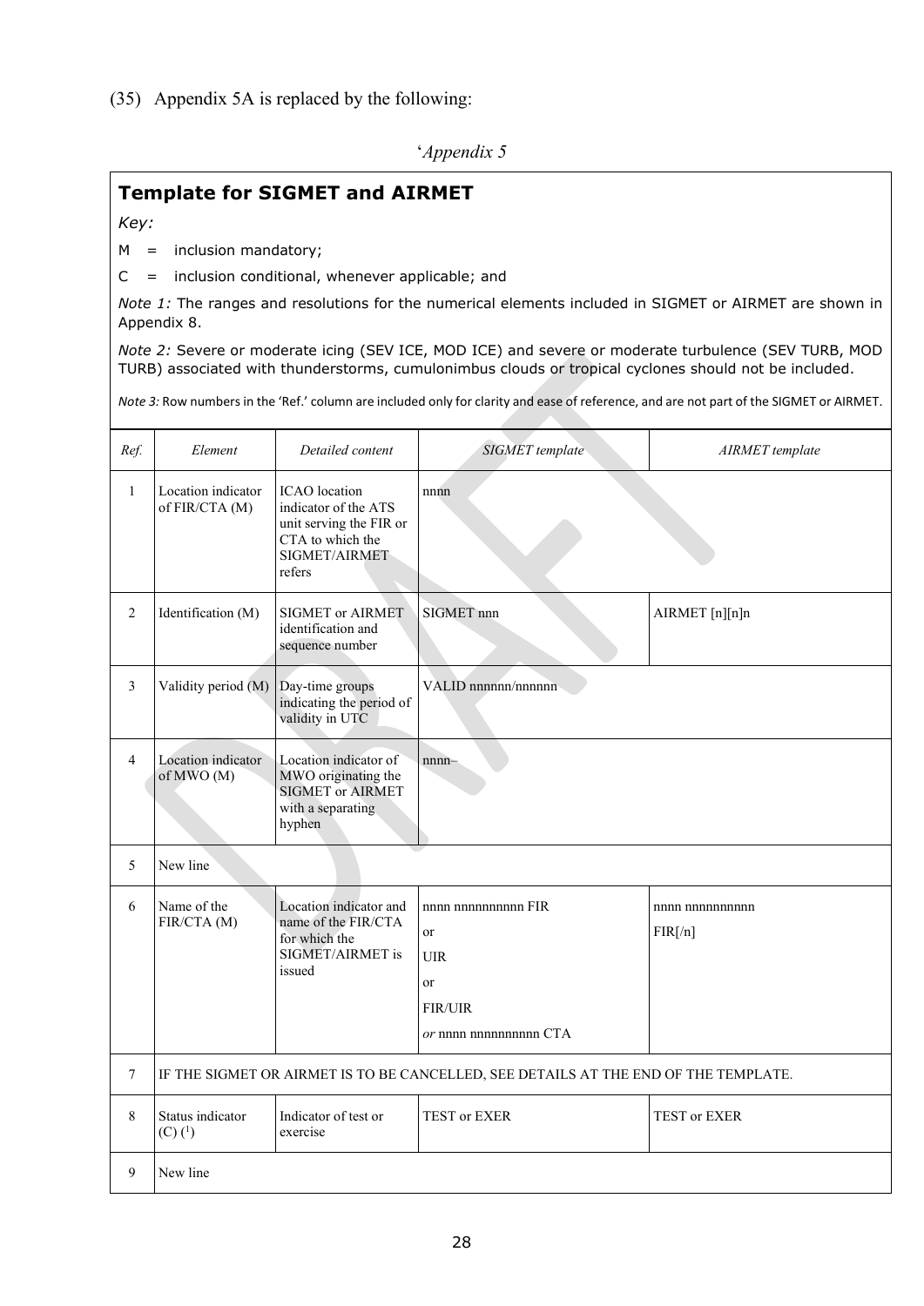(35) Appendix 5A is replaced by the following:

'*Appendix 5*

## Template for SIGMET and AIRMET

*Key:*

M = inclusion mandatory;

C = inclusion conditional, whenever applicable; and

*Note 1:* The ranges and resolutions for the numerical elements included in SIGMET or AIRMET are shown in Appendix 8.

*Note 2:* Severe or moderate icing (SEV ICE, MOD ICE) and severe or moderate turbulence (SEV TURB, MOD TURB) associated with thunderstorms, cumulonimbus clouds or tropical cyclones should not be included.

*Note 3:* Row numbers in the 'Ref.' column are included only for clarity and ease of reference, and are not part of the SIGMET or AIRMET.

| *Ref.* | *Element* | *Detailed content* | *SIGMET template* | *AIRMET template* |
|---|---|---|---|---|
| 1 | Location indicator of FIR/CTA (M) | ICAO location indicator of the ATS unit serving the FIR or CTA to which the SIGMET/AIRMET refers | nnnn | |
| 2 | Identification (M) | SIGMET or AIRMET identification and sequence number | SIGMET nnn | AIRMET [n][n]n |
| 3 | Validity period (M) | Day-time groups indicating the period of validity in UTC | VALID nnnnnn/nnnnnn | |
| 4 | Location indicator of MWO (M) | Location indicator of MWO originating the SIGMET or AIRMET with a separating hyphen | nnnn– | |
| 5 | New line | | | |
| 6 | Name of the FIR/CTA (M) | Location indicator and name of the FIR/CTA for which the SIGMET/AIRMET is issued | nnnn nnnnnnnnnn FIR or UIR or FIR/UIR *or* nnnn nnnnnnnnnn CTA | nnnn nnnnnnnnnn FIR[/n] |
| 7 | IF THE SIGMET OR AIRMET IS TO BE CANCELLED, SEE DETAILS AT THE END OF THE TEMPLATE. | | | |
| 8 | Status indicator (C) (1) | Indicator of test or exercise | TEST or EXER | TEST or EXER |
| 9 | New line | | | |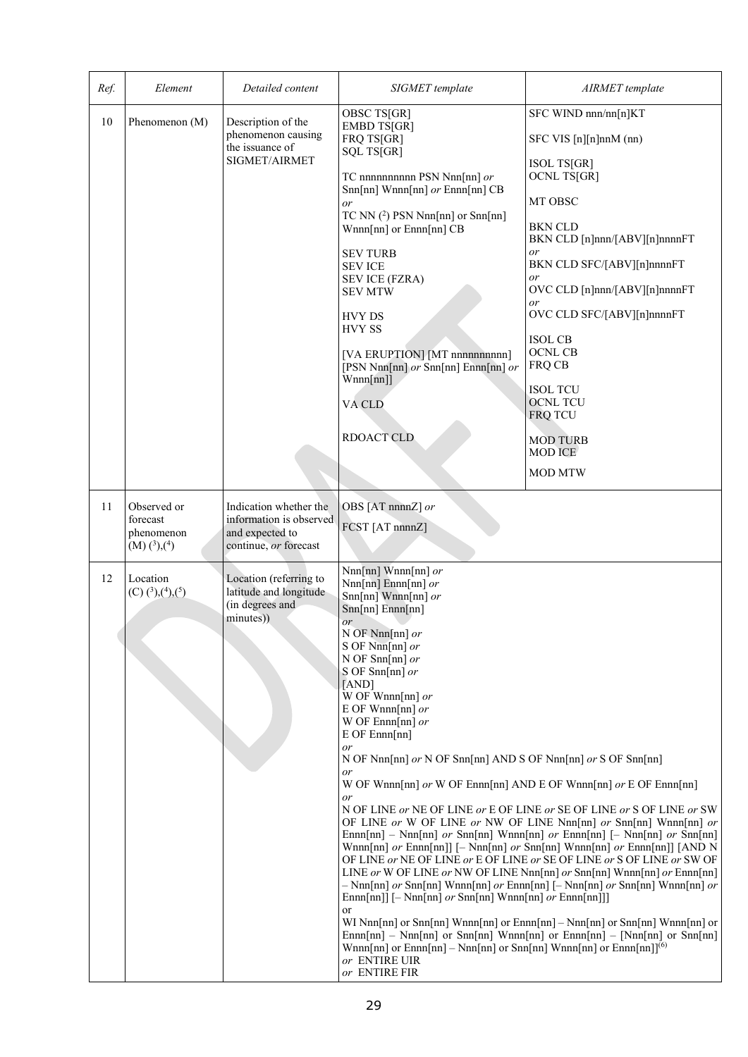| *Ref.* | *Element* | *Detailed content* | *SIGMET template* | *AIRMET template* |
|---|---|---|---|---|
| 10 | Phenomenon (M) | Description of the phenomenon causing the issuance of SIGMET/AIRMET | OBSC TS[GR]<br>EMBD TS[GR]<br>FRQ TS[GR]<br>SQL TS[GR]<br><br>TC nnnnnnnnnn PSN Nnn[nn] *or* Snn[nn] Wnnn[nn] *or* Ennn[nn] CB<br>*or*<br>TC NN (2) PSN Nnn[nn] or Snn[nn] Wnnn[nn] or Ennn[nn] CB<br><br>SEV TURB<br>SEV ICE<br>SEV ICE (FZRA)<br>SEV MTW<br><br>HVY DS<br>HVY SS<br><br>[VA ERUPTION] [MT nnnnnnnnnn] [PSN Nnn[nn] *or* Snn[nn] Ennn[nn] *or* Wnnn[nn]]<br><br>VA CLD<br><br>RDOACT CLD | SFC WIND nnn/nn[n]KT<br><br>SFC VIS [n][n]nnM (nn)<br><br>ISOL TS[GR]<br>OCNL TS[GR]<br><br>MT OBSC<br><br>BKN CLD<br>BKN CLD [n]nnn/[ABV][n]nnnnFT<br>*or*<br>BKN CLD SFC/[ABV][n]nnnnFT<br>*or*<br>OVC CLD [n]nnn/[ABV][n]nnnnFT<br>*or*<br>OVC CLD SFC/[ABV][n]nnnnFT<br><br>ISOL CB<br>OCNL CB<br>FRQ CB<br><br>ISOL TCU<br>OCNL TCU<br>FRQ TCU<br><br>MOD TURB<br>MOD ICE<br><br>MOD MTW |
| 11 | Observed or forecast phenomenon (M) (3),(4) | Indication whether the information is observed and expected to continue, *or* forecast | OBS [AT nnnnZ] *or*<br>FCST [AT nnnnZ] | |
| 12 | Location (C) (3),(4),(5) | Location (referring to latitude and longitude (in degrees and minutes)) | Nnn[nn] Wnnn[nn] *or*<br>Nnn[nn] Ennn[nn] *or*<br>Snn[nn] Wnnn[nn] *or*<br>Snn[nn] Ennn[nn]<br>*or*<br>N OF Nnn[nn] *or*<br>S OF Nnn[nn] *or*<br>N OF Snn[nn] *or*<br>S OF Snn[nn] *or*<br>[AND]<br>W OF Wnnn[nn] *or*<br>E OF Wnnn[nn] *or*<br>W OF Ennn[nn] *or*<br>E OF Ennn[nn]<br>*or*<br>N OF Nnn[nn] *or* N OF Snn[nn] AND S OF Nnn[nn] *or* S OF Snn[nn]<br>*or*<br>W OF Wnnn[nn] *or* W OF Ennn[nn] AND E OF Wnnn[nn] *or* E OF Ennn[nn]<br>*or*<br>N OF LINE *or* NE OF LINE *or* E OF LINE *or* SE OF LINE *or* S OF LINE *or* SW OF LINE *or* W OF LINE *or* NW OF LINE Nnn[nn] *or* Snn[nn] Wnnn[nn] *or* Ennn[nn] – Nnn[nn] *or* Snn[nn] Wnnn[nn] *or* Ennn[nn] [– Nnn[nn] *or* Snn[nn] Wnnn[nn] *or* Ennn[nn]] [– Nnn[nn] *or* Snn[nn] Wnnn[nn] *or* Ennn[nn]] [AND N OF LINE *or* NE OF LINE *or* E OF LINE *or* SE OF LINE *or* S OF LINE *or* SW OF LINE *or* W OF LINE *or* NW OF LINE Nnn[nn] *or* Snn[nn] Wnnn[nn] *or* Ennn[nn] – Nnn[nn] *or* Snn[nn] Wnnn[nn] *or* Ennn[nn] [– Nnn[nn] *or* Snn[nn] Wnnn[nn] *or* Ennn[nn]] [– Nnn[nn] *or* Snn[nn] Wnnn[nn] *or* Ennn[nn]]]<br>or<br>WI Nnn[nn] or Snn[nn] Wnnn[nn] or Ennn[nn] – Nnn[nn] or Snn[nn] Wnnn[nn] or Ennn[nn] – Nnn[nn] or Snn[nn] Wnnn[nn] or Ennn[nn] – [Nnn[nn] or Snn[nn] Wnnn[nn] or Ennn[nn] – Nnn[nn] or Snn[nn] Wnnn[nn] or Ennn[nn]](6)<br>*or* ENTIRE UIR<br>*or* ENTIRE FIR | |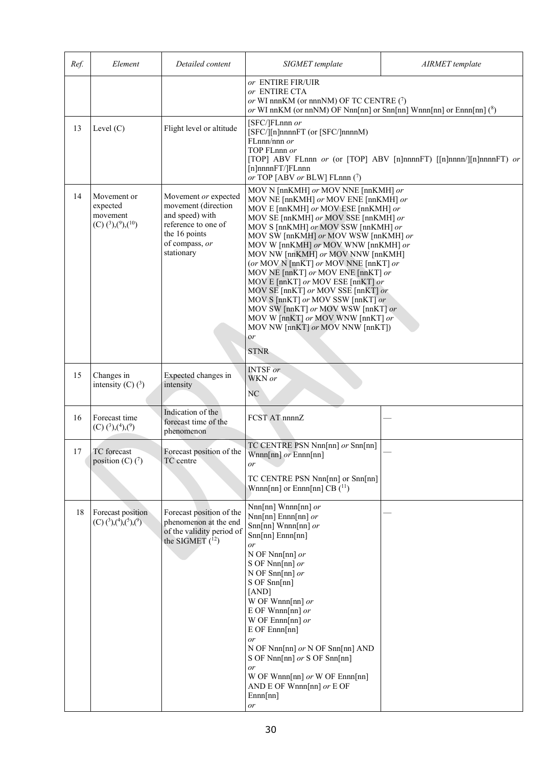| *Ref.* | *Element* | *Detailed content* | *SIGMET template* | *AIRMET template* |
|---|---|---|---|---|
| | | | *or* ENTIRE FIR/UIR<br>*or* ENTIRE CTA<br>*or* WI nnnKM (or nnnNM) OF TC CENTRE (7)<br>*or* WI nnKM (or nnNM) OF Nnn[nn] or Snn[nn] Wnnn[nn] or Ennn[nn] (8) | |
| 13 | Level (C) | Flight level or altitude | [SFC/]FLnnn *or*<br>[SFC/][n]nnnnFT (or [SFC/]nnnnM)<br>FLnnn/nnn *or*<br>TOP FLnnn *or*<br>[TOP] ABV FLnnn *or* (or [TOP] ABV [n]nnnnFT) [[n]nnnn/][n]nnnnFT) *or*<br>[n]nnnnFT/]FLnnn<br>*or* TOP [ABV *or* BLW] FLnnn (7) | |
| 14 | Movement or expected movement (C) (3),(9),(10) | Movement *or* expected movement (direction and speed) with reference to one of the 16 points of compass, *or* stationary | MOV N [nnKMH] *or* MOV NNE [nnKMH] *or*<br>MOV NE [nnKMH] *or* MOV ENE [nnKMH] *or*<br>MOV E [nnKMH] *or* MOV ESE [nnKMH] *or*<br>MOV SE [nnKMH] *or* MOV SSE [nnKMH] *or*<br>MOV S [nnKMH] *or* MOV SSW [nnKMH] *or*<br>MOV SW [nnKMH] *or* MOV WSW [nnKMH] *or*<br>MOV W [nnKMH] *or* MOV WNW [nnKMH] *or*<br>MOV NW [nnKMH] *or* MOV NNW [nnKMH]<br>(*or* MOV N [nnKT] *or* MOV NNE [nnKT] *or*<br>MOV NE [nnKT] *or* MOV ENE [nnKT] *or*<br>MOV E [nnKT] *or* MOV ESE [nnKT] *or*<br>MOV SE [nnKT] *or* MOV SSE [nnKT] *or*<br>MOV S [nnKT] *or* MOV SSW [nnKT] *or*<br>MOV SW [nnKT] *or* MOV WSW [nnKT] *or*<br>MOV W [nnKT] *or* MOV WNW [nnKT] *or*<br>MOV NW [nnKT] *or* MOV NNW [nnKT])<br>*or*<br>STNR | |
| 15 | Changes in intensity (C) (3) | Expected changes in intensity | INTSF *or*<br>WKN *or*<br>NC | |
| 16 | Forecast time (C) (3),(4),(9) | Indication of the forecast time of the phenomenon | FCST AT nnnnZ | — |
| 17 | TC forecast position (C) (7) | Forecast position of the TC centre | TC CENTRE PSN Nnn[nn] *or* Snn[nn] Wnnn[nn] *or* Ennn[nn]<br>*or*<br>TC CENTRE PSN Nnn[nn] or Snn[nn] Wnnn[nn] or Ennn[nn] CB (11) | — |
| 18 | Forecast position (C) (3),(4),(5),(9) | Forecast position of the phenomenon at the end of the validity period of the SIGMET (12) | Nnn[nn] Wnnn[nn] *or*<br>Nnn[nn] Ennn[nn] *or*<br>Snn[nn] Wnnn[nn] *or*<br>Snn[nn] Ennn[nn]<br>*or*<br>N OF Nnn[nn] *or*<br>S OF Nnn[nn] *or*<br>N OF Snn[nn] *or*<br>S OF Snn[nn]<br>[AND]<br>W OF Wnnn[nn] *or*<br>E OF Wnnn[nn] *or*<br>W OF Ennn[nn] *or*<br>E OF Ennn[nn]<br>*or*<br>N OF Nnn[nn] *or* N OF Snn[nn] AND<br>S OF Nnn[nn] *or* S OF Snn[nn]<br>*or*<br>W OF Wnnn[nn] *or* W OF Ennn[nn]<br>AND E OF Wnnn[nn] *or* E OF Ennn[nn]<br>*or* | — |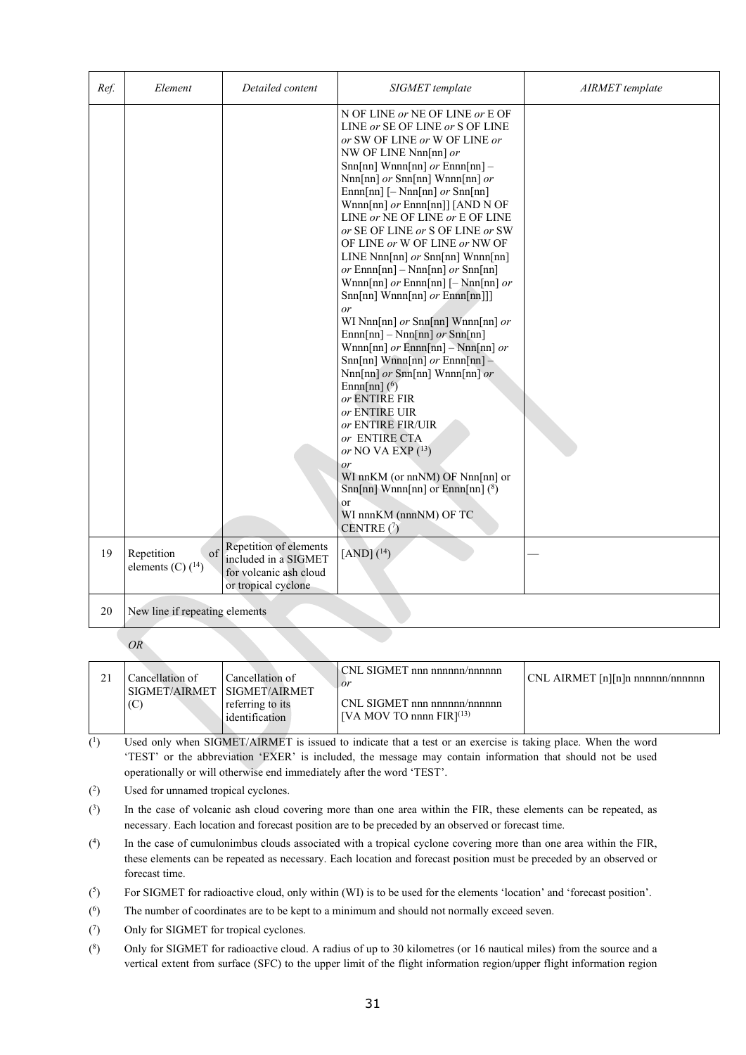| Ref. | Element | Detailed content | SIGMET template | AIRMET template |
|---|---|---|---|---|
| | | | N OF LINE *or* NE OF LINE *or* E OF LINE *or* SE OF LINE *or* S OF LINE *or* SW OF LINE *or* W OF LINE *or* NW OF LINE Nnn[nn] *or* Snn[nn] Wnnn[nn] *or* Ennn[nn] – Nnn[nn] *or* Snn[nn] Wnnn[nn] *or* Ennn[nn] [– Nnn[nn] *or* Snn[nn] Wnnn[nn] *or* Ennn[nn]] [AND N OF LINE *or* NE OF LINE *or* E OF LINE *or* SE OF LINE *or* S OF LINE *or* SW OF LINE *or* W OF LINE *or* NW OF LINE Nnn[nn] *or* Snn[nn] Wnnn[nn] *or* Ennn[nn] – Nnn[nn] *or* Snn[nn] Wnnn[nn] *or* Ennn[nn] [– Nnn[nn] *or* Snn[nn] Wnnn[nn] *or* Ennn[nn]]] *or* WI Nnn[nn] *or* Snn[nn] Wnnn[nn] *or* Ennn[nn] – Nnn[nn] *or* Snn[nn] Wnnn[nn] *or* Ennn[nn] – Nnn[nn] *or* Snn[nn] Wnnn[nn] *or* Ennn[nn] – Nnn[nn] *or* Snn[nn] Wnnn[nn] *or* Ennn[nn] (6) *or* ENTIRE FIR *or* ENTIRE UIR *or* ENTIRE FIR/UIR *or* ENTIRE CTA *or* NO VA EXP (13) *or* WI nnKM (or nnNM) OF Nnn[nn] or Snn[nn] Wnnn[nn] or Ennn[nn] (8) or WI nnnKM (nnnNM) OF TC CENTRE (7) | |
| 19 | Repetition of elements (C) (14) | Repetition of elements included in a SIGMET for volcanic ash cloud or tropical cyclone | [AND] (14) | — |
| 20 | New line if repeating elements | | | |

*OR*

| | | | | |
|---|---|---|---|---|
| 21 | Cancellation of SIGMET/AIRMET (C) | Cancellation of SIGMET/AIRMET referring to its identification | CNL SIGMET nnn nnnnnn/nnnnnn *or* CNL SIGMET nnn nnnnnn/nnnnnn [VA MOV TO nnnn FIR](13) | CNL AIRMET [n][n]n nnnnnn/nnnnnn |

(1) Used only when SIGMET/AIRMET is issued to indicate that a test or an exercise is taking place. When the word 'TEST' or the abbreviation 'EXER' is included, the message may contain information that should not be used operationally or will otherwise end immediately after the word 'TEST'.

(2) Used for unnamed tropical cyclones.

(3) In the case of volcanic ash cloud covering more than one area within the FIR, these elements can be repeated, as necessary. Each location and forecast position are to be preceded by an observed or forecast time.

(4) In the case of cumulonimbus clouds associated with a tropical cyclone covering more than one area within the FIR, these elements can be repeated as necessary. Each location and forecast position must be preceded by an observed or forecast time.

(5) For SIGMET for radioactive cloud, only within (WI) is to be used for the elements 'location' and 'forecast position'.

(6) The number of coordinates are to be kept to a minimum and should not normally exceed seven.

(7) Only for SIGMET for tropical cyclones.

(8) Only for SIGMET for radioactive cloud. A radius of up to 30 kilometres (or 16 nautical miles) from the source and a vertical extent from surface (SFC) to the upper limit of the flight information region/upper flight information region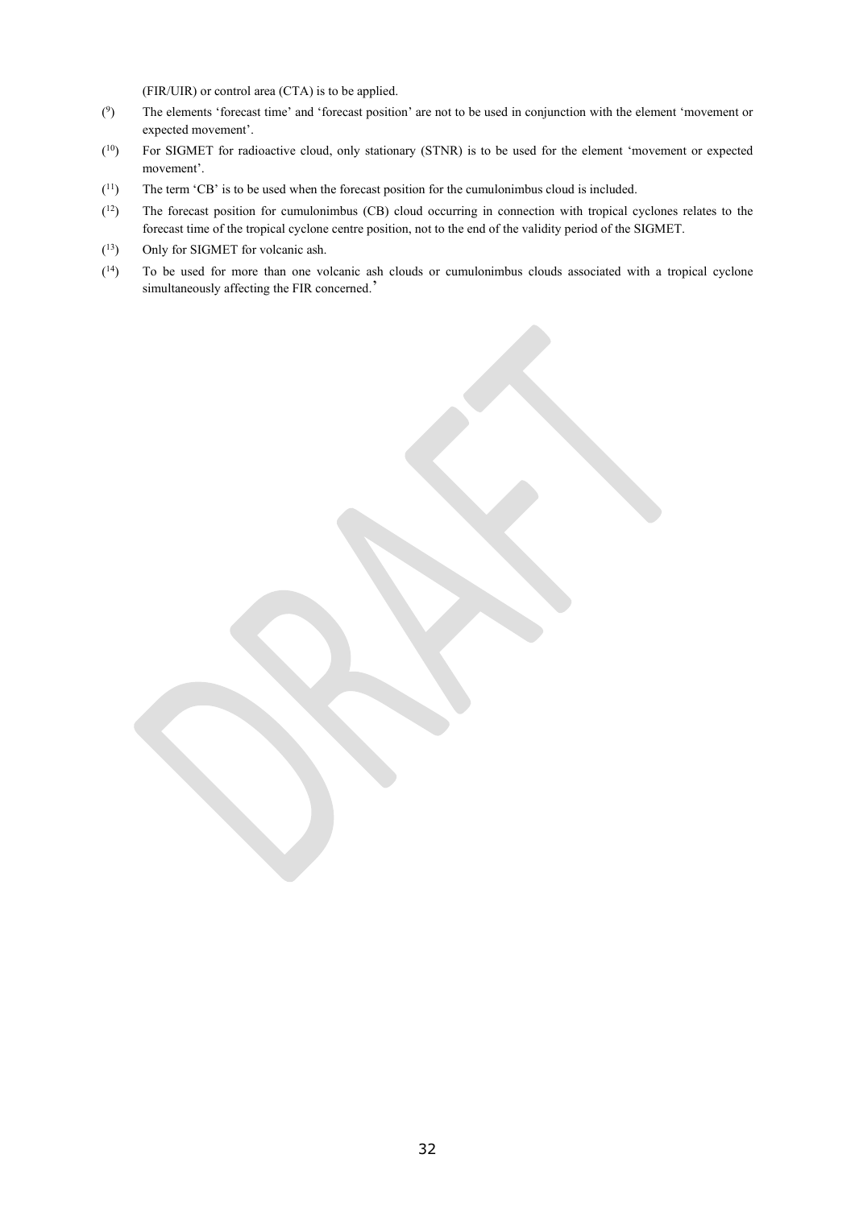(FIR/UIR) or control area (CTA) is to be applied.

([9]) The elements 'forecast time' and 'forecast position' are not to be used in conjunction with the element 'movement or expected movement'.

([10]) For SIGMET for radioactive cloud, only stationary (STNR) is to be used for the element 'movement or expected movement'.

([11]) The term 'CB' is to be used when the forecast position for the cumulonimbus cloud is included.

([12]) The forecast position for cumulonimbus (CB) cloud occurring in connection with tropical cyclones relates to the forecast time of the tropical cyclone centre position, not to the end of the validity period of the SIGMET.

([13]) Only for SIGMET for volcanic ash.

([14]) To be used for more than one volcanic ash clouds or cumulonimbus clouds associated with a tropical cyclone simultaneously affecting the FIR concerned.'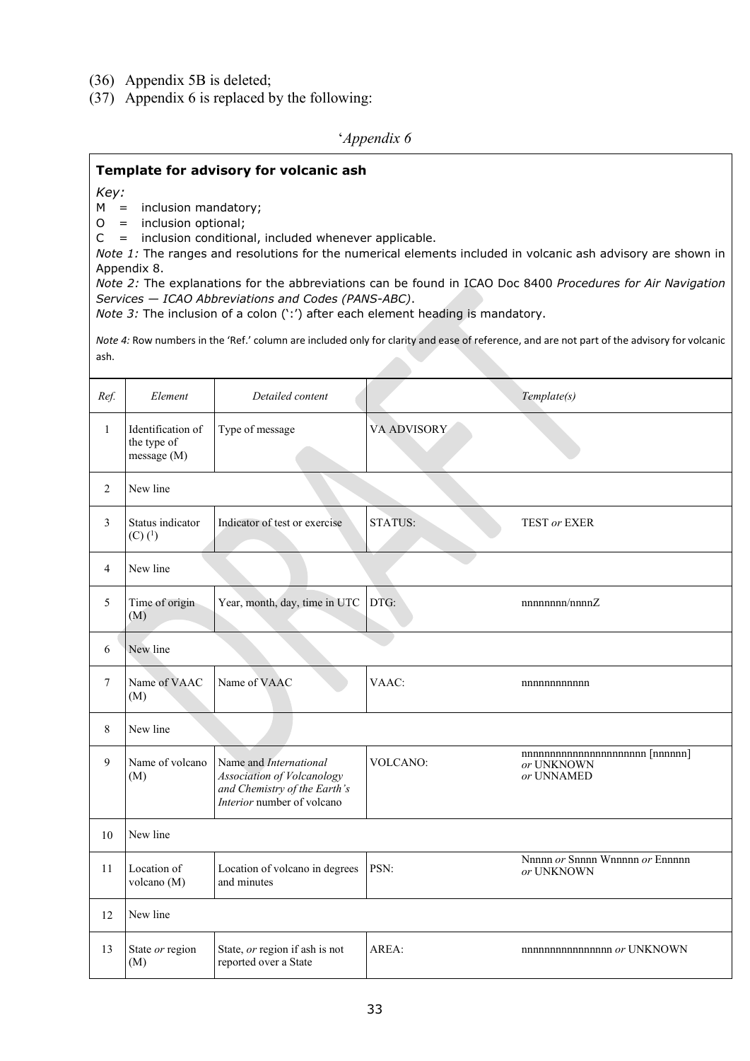(36) Appendix 5B is deleted;

(37) Appendix 6 is replaced by the following:

'*Appendix 6*

**Template for advisory for volcanic ash**

*Key:*

M = inclusion mandatory;

O = inclusion optional;

C = inclusion conditional, included whenever applicable.

*Note 1:* The ranges and resolutions for the numerical elements included in volcanic ash advisory are shown in Appendix 8.

*Note 2:* The explanations for the abbreviations can be found in ICAO Doc 8400 *Procedures for Air Navigation Services — ICAO Abbreviations and Codes (PANS-ABC)*.

*Note 3:* The inclusion of a colon (':') after each element heading is mandatory.

*Note 4:* Row numbers in the 'Ref.' column are included only for clarity and ease of reference, and are not part of the advisory for volcanic ash.

| *Ref.* | *Element* | *Detailed content* | *Template(s)* | |
|---|---|---|---|---|
| 1 | Identification of the type of message (M) | Type of message | VA ADVISORY | |
| 2 | New line | | | |
| 3 | Status indicator (C) ([1]) | Indicator of test or exercise | STATUS: | TEST *or* EXER |
| 4 | New line | | | |
| 5 | Time of origin (M) | Year, month, day, time in UTC | DTG: | nnnnnnnn/nnnnZ |
| 6 | New line | | | |
| 7 | Name of VAAC (M) | Name of VAAC | VAAC: | nnnnnnnnnnnn |
| 8 | New line | | | |
| 9 | Name of volcano (M) | Name and *International Association of Volcanology and Chemistry of the Earth's Interior* number of volcano | VOLCANO: | nnnnnnnnnnnnnnnnnnnnnn [nnnnnn] *or* UNKNOWN *or* UNNAMED |
| 10 | New line | | | |
| 11 | Location of volcano (M) | Location of volcano in degrees and minutes | PSN: | Nnnnn *or* Snnnn Wnnnnn *or* Ennnnn *or* UNKNOWN |
| 12 | New line | | | |
| 13 | State *or* region (M) | State, *or* region if ash is not reported over a State | AREA: | nnnnnnnnnnnnnnnn *or* UNKNOWN |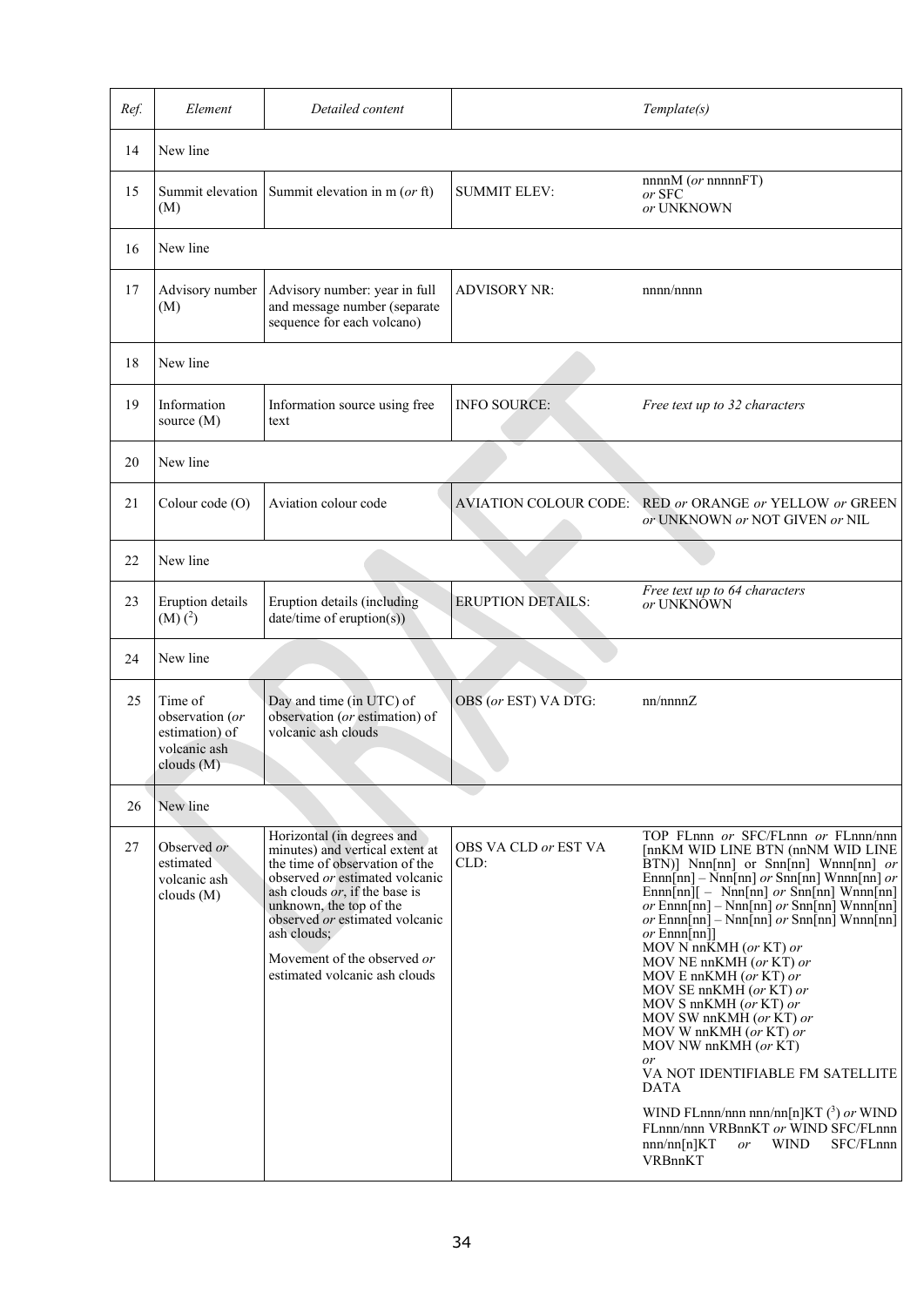| *Ref.* | *Element* | *Detailed content* | *Template(s)* | |
|---|---|---|---|---|
| 14 | New line | | | |
| 15 | Summit elevation (M) | Summit elevation in m (*or* ft) | SUMMIT ELEV: | nnnnM (*or* nnnnnFT) *or* SFC *or* UNKNOWN |
| 16 | New line | | | |
| 17 | Advisory number (M) | Advisory number: year in full and message number (separate sequence for each volcano) | ADVISORY NR: | nnnn/nnnn |
| 18 | New line | | | |
| 19 | Information source (M) | Information source using free text | INFO SOURCE: | *Free text up to 32 characters* |
| 20 | New line | | | |
| 21 | Colour code (O) | Aviation colour code | AVIATION COLOUR CODE: | RED *or* ORANGE *or* YELLOW *or* GREEN *or* UNKNOWN *or* NOT GIVEN *or* NIL |
| 22 | New line | | | |
| 23 | Eruption details (M) (2) | Eruption details (including date/time of eruption(s)) | ERUPTION DETAILS: | *Free text up to 64 characters* *or* UNKNOWN |
| 24 | New line | | | |
| 25 | Time of observation (*or* estimation) of volcanic ash clouds (M) | Day and time (in UTC) of observation (*or* estimation) of volcanic ash clouds | OBS (*or* EST) VA DTG: | nn/nnnnZ |
| 26 | New line | | | |
| 27 | Observed *or* estimated volcanic ash clouds (M) | Horizontal (in degrees and minutes) and vertical extent at the time of observation of the observed *or* estimated volcanic ash clouds *or*, if the base is unknown, the top of the observed *or* estimated volcanic ash clouds; <br><br> Movement of the observed *or* estimated volcanic ash clouds | OBS VA CLD *or* EST VA CLD: | TOP FLnnn *or* SFC/FLnnn *or* FLnnn/nnn [nnKM WID LINE BTN (nnNM WID LINE BTN)] Nnn[nn] or Snn[nn] Wnnn[nn] *or* Ennn[nn] – Nnn[nn] *or* Snn[nn] Wnnn[nn] *or* Ennn[nn][ – Nnn[nn] *or* Snn[nn] Wnnn[nn] *or* Ennn[nn] – Nnn[nn] *or* Snn[nn] Wnnn[nn] *or* Ennn[nn] – Nnn[nn] *or* Snn[nn] Wnnn[nn] *or* Ennn[nn]] <br> MOV N nnKMH (*or* KT) *or* <br> MOV NE nnKMH (*or* KT) *or* <br> MOV E nnKMH (*or* KT) *or* <br> MOV SE nnKMH (*or* KT) *or* <br> MOV S nnKMH (*or* KT) *or* <br> MOV SW nnKMH (*or* KT) *or* <br> MOV W nnKMH (*or* KT) *or* <br> MOV NW nnKMH (*or* KT) <br> *or* <br> VA NOT IDENTIFIABLE FM SATELLITE DATA <br><br> WIND FLnnn/nnn nnn/nn[n]KT (3) *or* WIND FLnnn/nnn VRBnnKT *or* WIND SFC/FLnnn nnn/nn[n]KT *or* WIND SFC/FLnnn VRBnnKT |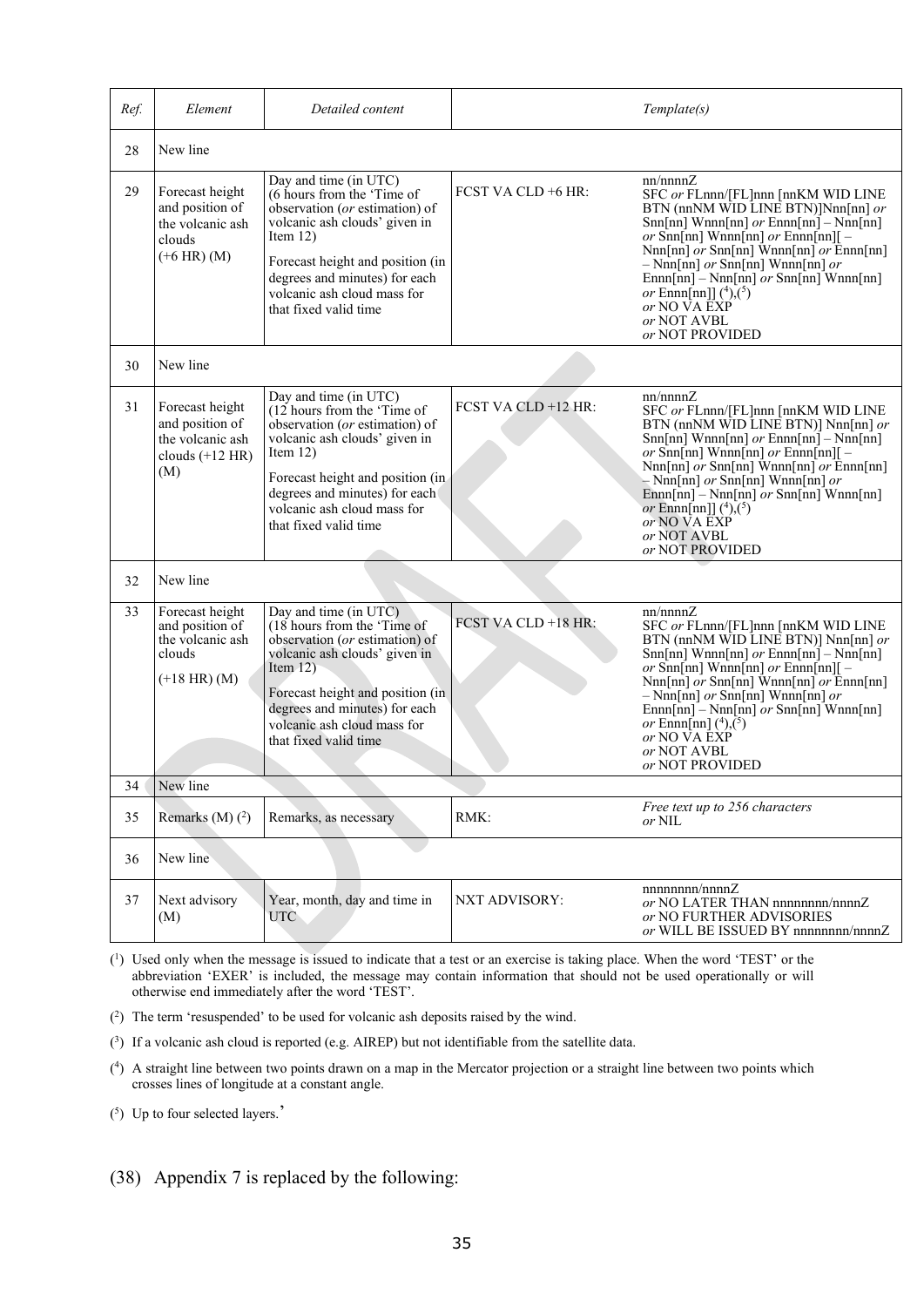| Ref. | Element | Detailed content | Template(s) | |
|---|---|---|---|---|
| 28 | New line | | | |
| 29 | Forecast height and position of the volcanic ash clouds (+6 HR) (M) | Day and time (in UTC) (6 hours from the 'Time of observation (*or* estimation) of volcanic ash clouds' given in Item 12)<br><br>Forecast height and position (in degrees and minutes) for each volcanic ash cloud mass for that fixed valid time | FCST VA CLD +6 HR: | nn/nnnnZ<br>SFC *or* FLnnn/[FL]nnn [nnKM WID LINE BTN (nnNM WID LINE BTN)]Nnn[nn] *or* Snn[nn] Wnnn[nn] *or* Ennn[nn] – Nnn[nn] *or* Snn[nn] Wnnn[nn] *or* Ennn[nn][ – Nnn[nn] *or* Snn[nn] Wnnn[nn] *or* Ennn[nn] – Nnn[nn] *or* Snn[nn] Wnnn[nn] *or* Ennn[nn] – Nnn[nn] *or* Snn[nn] Wnnn[nn] *or* Ennn[nn]] (4),(5)<br>*or* NO VA EXP<br>*or* NOT AVBL<br>*or* NOT PROVIDED |
| 30 | New line | | | |
| 31 | Forecast height and position of the volcanic ash clouds (+12 HR) (M) | Day and time (in UTC) (12 hours from the 'Time of observation (*or* estimation) of volcanic ash clouds' given in Item 12)<br><br>Forecast height and position (in degrees and minutes) for each volcanic ash cloud mass for that fixed valid time | FCST VA CLD +12 HR: | nn/nnnnZ<br>SFC *or* FLnnn/[FL]nnn [nnKM WID LINE BTN (nnNM WID LINE BTN)] Nnn[nn] *or* Snn[nn] Wnnn[nn] *or* Ennn[nn] – Nnn[nn] *or* Snn[nn] Wnnn[nn] *or* Ennn[nn][ – Nnn[nn] *or* Snn[nn] Wnnn[nn] *or* Ennn[nn] – Nnn[nn] *or* Snn[nn] Wnnn[nn] *or* Ennn[nn] – Nnn[nn] *or* Snn[nn] Wnnn[nn] *or* Ennn[nn]] (4),(5)<br>*or* NO VA EXP<br>*or* NOT AVBL<br>*or* NOT PROVIDED |
| 32 | New line | | | |
| 33 | Forecast height and position of the volcanic ash clouds<br><br>(+18 HR) (M) | Day and time (in UTC) (18 hours from the 'Time of observation (*or* estimation) of volcanic ash clouds' given in Item 12)<br><br>Forecast height and position (in degrees and minutes) for each volcanic ash cloud mass for that fixed valid time | FCST VA CLD +18 HR: | nn/nnnnZ<br>SFC *or* FLnnn/[FL]nnn [nnKM WID LINE BTN (nnNM WID LINE BTN)] Nnn[nn] *or* Snn[nn] Wnnn[nn] *or* Ennn[nn] – Nnn[nn] *or* Snn[nn] Wnnn[nn] *or* Ennn[nn][ – Nnn[nn] *or* Snn[nn] Wnnn[nn] *or* Ennn[nn] – Nnn[nn] *or* Snn[nn] Wnnn[nn] *or* Ennn[nn] – Nnn[nn] *or* Snn[nn] Wnnn[nn] *or* Ennn[nn] (4),(5)<br>*or* NO VA EXP<br>*or* NOT AVBL<br>*or* NOT PROVIDED |
| 34 | New line | | | |
| 35 | Remarks (M) (2) | Remarks, as necessary | RMK: | *Free text up to 256 characters*<br>*or* NIL |
| 36 | New line | | | |
| 37 | Next advisory (M) | Year, month, day and time in UTC | NXT ADVISORY: | nnnnnnnn/nnnnZ<br>*or* NO LATER THAN nnnnnnnn/nnnnZ<br>*or* NO FURTHER ADVISORIES<br>*or* WILL BE ISSUED BY nnnnnnnn/nnnnZ |

(1) Used only when the message is issued to indicate that a test or an exercise is taking place. When the word 'TEST' or the abbreviation 'EXER' is included, the message may contain information that should not be used operationally or will otherwise end immediately after the word 'TEST'.

(2) The term 'resuspended' to be used for volcanic ash deposits raised by the wind.

(3) If a volcanic ash cloud is reported (e.g. AIREP) but not identifiable from the satellite data.

(4) A straight line between two points drawn on a map in the Mercator projection or a straight line between two points which crosses lines of longitude at a constant angle.

(5) Up to four selected layers.'

(38) Appendix 7 is replaced by the following: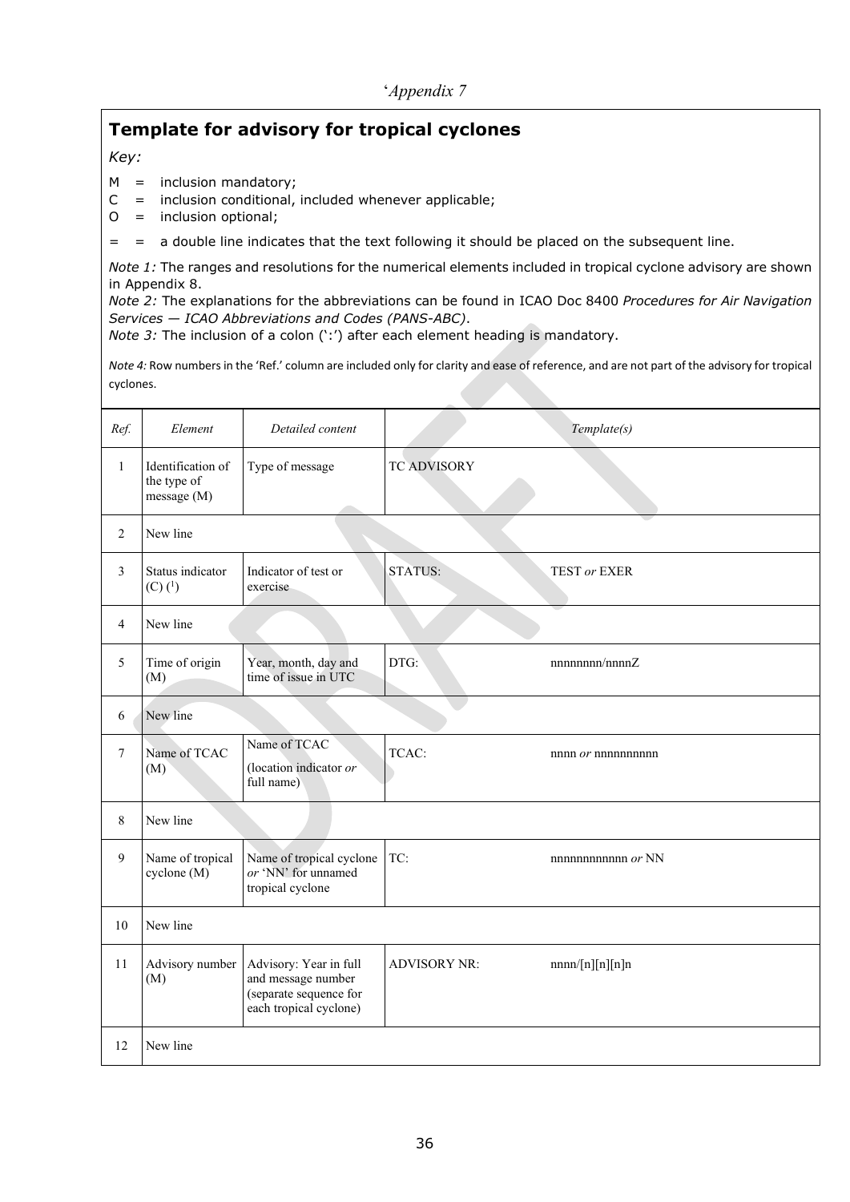'*Appendix 7*

## Template for advisory for tropical cyclones

*Key:*

M = inclusion mandatory;
C = inclusion conditional, included whenever applicable;
O = inclusion optional;

= = a double line indicates that the text following it should be placed on the subsequent line.

*Note 1:* The ranges and resolutions for the numerical elements included in tropical cyclone advisory are shown in Appendix 8.
*Note 2:* The explanations for the abbreviations can be found in ICAO Doc 8400 *Procedures for Air Navigation Services — ICAO Abbreviations and Codes (PANS-ABC)*.
*Note 3:* The inclusion of a colon (':') after each element heading is mandatory.

*Note 4:* Row numbers in the 'Ref.' column are included only for clarity and ease of reference, and are not part of the advisory for tropical cyclones.

| *Ref.* | *Element* | *Detailed content* | *Template(s)* | |
|---|---|---|---|---|
| 1 | Identification of the type of message (M) | Type of message | TC ADVISORY | |
| 2 | New line | | | |
| 3 | Status indicator (C) (1) | Indicator of test or exercise | STATUS: | TEST *or* EXER |
| 4 | New line | | | |
| 5 | Time of origin (M) | Year, month, day and time of issue in UTC | DTG: | nnnnnnnn/nnnnZ |
| 6 | New line | | | |
| 7 | Name of TCAC (M) | Name of TCAC (location indicator *or* full name) | TCAC: | nnnn *or* nnnnnnnnnn |
| 8 | New line | | | |
| 9 | Name of tropical cyclone (M) | Name of tropical cyclone *or* 'NN' for unnamed tropical cyclone | TC: | nnnnnnnnnnnn *or* NN |
| 10 | New line | | | |
| 11 | Advisory number (M) | Advisory: Year in full and message number (separate sequence for each tropical cyclone) | ADVISORY NR: | nnnn/[n][n][n]n |
| 12 | New line | | | |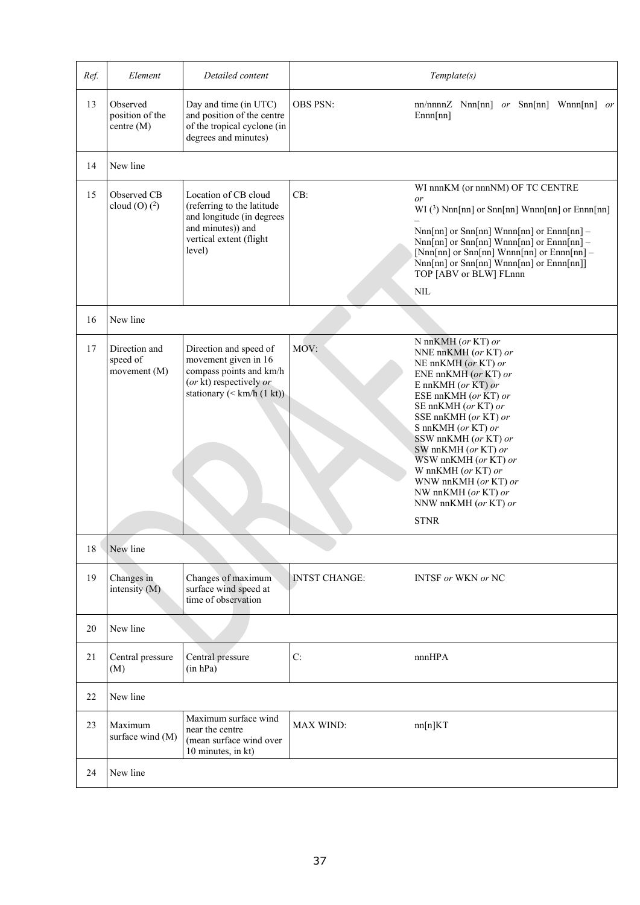| *Ref.* | *Element* | *Detailed content* | *Template(s)* | |
|---|---|---|---|---|
| 13 | Observed position of the centre (M) | Day and time (in UTC) and position of the centre of the tropical cyclone (in degrees and minutes) | OBS PSN: | nn/nnnnZ Nnn[nn] *or* Snn[nn] Wnnn[nn] *or* Ennn[nn] |
| 14 | New line | | | |
| 15 | Observed CB cloud (O) (2) | Location of CB cloud (referring to the latitude and longitude (in degrees and minutes)) and vertical extent (flight level) | CB: | WI nnnKM (or nnnNM) OF TC CENTRE *or* WI (3) Nnn[nn] or Snn[nn] Wnnn[nn] or Ennn[nn] – Nnn[nn] or Snn[nn] Wnnn[nn] or Ennn[nn] – Nnn[nn] or Snn[nn] Wnnn[nn] or Ennn[nn] – [Nnn[nn] or Snn[nn] Wnnn[nn] or Ennn[nn] – Nnn[nn] or Snn[nn] Wnnn[nn] or Ennn[nn]] TOP [ABV or BLW] FLnnn<br>NIL |
| 16 | New line | | | |
| 17 | Direction and speed of movement (M) | Direction and speed of movement given in 16 compass points and km/h (*or* kt) respectively *or* stationary (< km/h (1 kt)) | MOV: | N nnKMH (*or* KT) *or*<br>NNE nnKMH (*or* KT) *or*<br>NE nnKMH (*or* KT) *or*<br>ENE nnKMH (*or* KT) *or*<br>E nnKMH (*or* KT) *or*<br>ESE nnKMH (*or* KT) *or*<br>SE nnKMH (*or* KT) *or*<br>SSE nnKMH (*or* KT) *or*<br>S nnKMH (*or* KT) *or*<br>SSW nnKMH (*or* KT) *or*<br>SW nnKMH (*or* KT) *or*<br>WSW nnKMH (*or* KT) *or*<br>W nnKMH (*or* KT) *or*<br>WNW nnKMH (*or* KT) *or*<br>NW nnKMH (*or* KT) *or*<br>NNW nnKMH (*or* KT) *or*<br>STNR |
| 18 | New line | | | |
| 19 | Changes in intensity (M) | Changes of maximum surface wind speed at time of observation | INTST CHANGE: | INTSF *or* WKN *or* NC |
| 20 | New line | | | |
| 21 | Central pressure (M) | Central pressure (in hPa) | C: | nnnHPA |
| 22 | New line | | | |
| 23 | Maximum surface wind (M) | Maximum surface wind near the centre (mean surface wind over 10 minutes, in kt) | MAX WIND: | nn[n]KT |
| 24 | New line | | | |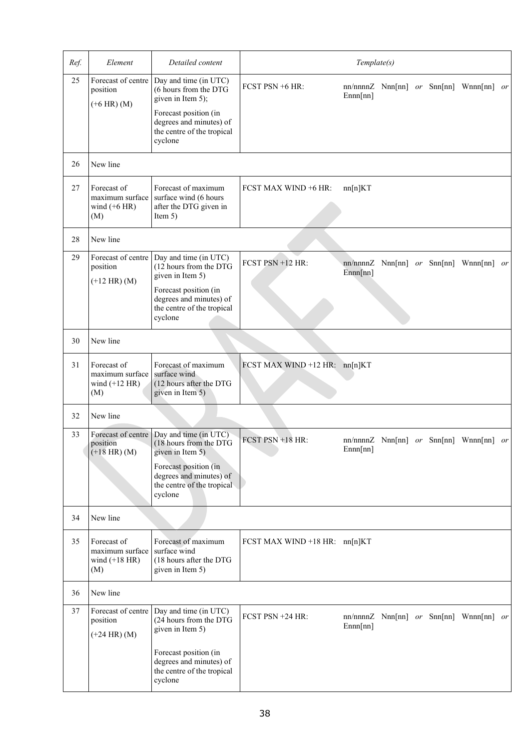| Ref. | Element | Detailed content | Template(s) | |
|---|---|---|---|---|
| 25 | Forecast of centre position (+6 HR) (M) | Day and time (in UTC) (6 hours from the DTG given in Item 5); Forecast position (in degrees and minutes) of the centre of the tropical cyclone | FCST PSN +6 HR: | nn/nnnnZ Nnn[nn] *or* Snn[nn] Wnnn[nn] *or* Ennn[nn] |
| 26 | New line | | | |
| 27 | Forecast of maximum surface wind (+6 HR) (M) | Forecast of maximum surface wind (6 hours after the DTG given in Item 5) | FCST MAX WIND +6 HR: | nn[n]KT |
| 28 | New line | | | |
| 29 | Forecast of centre position (+12 HR) (M) | Day and time (in UTC) (12 hours from the DTG given in Item 5) Forecast position (in degrees and minutes) of the centre of the tropical cyclone | FCST PSN +12 HR: | nn/nnnnZ Nnn[nn] *or* Snn[nn] Wnnn[nn] *or* Ennn[nn] |
| 30 | New line | | | |
| 31 | Forecast of maximum surface wind (+12 HR) (M) | Forecast of maximum surface wind (12 hours after the DTG given in Item 5) | FCST MAX WIND +12 HR: | nn[n]KT |
| 32 | New line | | | |
| 33 | Forecast of centre position (+18 HR) (M) | Day and time (in UTC) (18 hours from the DTG given in Item 5) Forecast position (in degrees and minutes) of the centre of the tropical cyclone | FCST PSN +18 HR: | nn/nnnnZ Nnn[nn] *or* Snn[nn] Wnnn[nn] *or* Ennn[nn] |
| 34 | New line | | | |
| 35 | Forecast of maximum surface wind (+18 HR) (M) | Forecast of maximum surface wind (18 hours after the DTG given in Item 5) | FCST MAX WIND +18 HR: | nn[n]KT |
| 36 | New line | | | |
| 37 | Forecast of centre position (+24 HR) (M) | Day and time (in UTC) (24 hours from the DTG given in Item 5) Forecast position (in degrees and minutes) of the centre of the tropical cyclone | FCST PSN +24 HR: | nn/nnnnZ Nnn[nn] *or* Snn[nn] Wnnn[nn] *or* Ennn[nn] |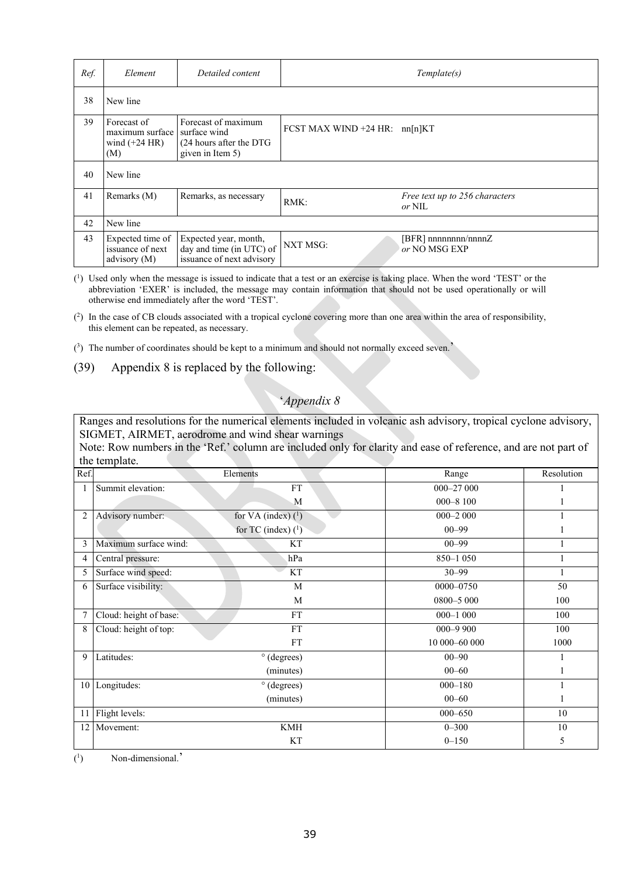| Ref. | Element | Detailed content | Template(s) | |
|---|---|---|---|---|
| 38 | New line | | | |
| 39 | Forecast of maximum surface wind (+24 HR) (M) | Forecast of maximum surface wind (24 hours after the DTG given in Item 5) | FCST MAX WIND +24 HR: nn[n]KT | |
| 40 | New line | | | |
| 41 | Remarks (M) | Remarks, as necessary | RMK: | *Free text up to 256 characters* *or* NIL |
| 42 | New line | | | |
| 43 | Expected time of issuance of next advisory (M) | Expected year, month, day and time (in UTC) of issuance of next advisory | NXT MSG: | [BFR] nnnnnnnn/nnnnZ *or* NO MSG EXP |

([1]) Used only when the message is issued to indicate that a test or an exercise is taking place. When the word 'TEST' or the abbreviation 'EXER' is included, the message may contain information that should not be used operationally or will otherwise end immediately after the word 'TEST'.

([2]) In the case of CB clouds associated with a tropical cyclone covering more than one area within the area of responsibility, this element can be repeated, as necessary.

([3]) The number of coordinates should be kept to a minimum and should not normally exceed seven.'

(39) Appendix 8 is replaced by the following:

'*Appendix 8*

Ranges and resolutions for the numerical elements included in volcanic ash advisory, tropical cyclone advisory, SIGMET, AIRMET, aerodrome and wind shear warnings

Note: Row numbers in the 'Ref.' column are included only for clarity and ease of reference, and are not part of the template.

| Ref. | Elements | | Range | Resolution |
|---|---|---|---|---|
| 1 | Summit elevation: | FT | 000–27 000 | 1 |
| | | M | 000–8 100 | 1 |
| 2 | Advisory number: | for VA (index) ([1]) | 000–2 000 | 1 |
| | | for TC (index) ([1]) | 00–99 | 1 |
| 3 | Maximum surface wind: | KT | 00–99 | 1 |
| 4 | Central pressure: | hPa | 850–1 050 | 1 |
| 5 | Surface wind speed: | KT | 30–99 | 1 |
| 6 | Surface visibility: | M | 0000–0750 | 50 |
| | | M | 0800–5 000 | 100 |
| 7 | Cloud: height of base: | FT | 000–1 000 | 100 |
| 8 | Cloud: height of top: | FT | 000–9 900 | 100 |
| | | FT | 10 000–60 000 | 1000 |
| 9 | Latitudes: | ° (degrees) | 00–90 | 1 |
| | | (minutes) | 00–60 | 1 |
| 10 | Longitudes: | ° (degrees) | 000–180 | 1 |
| | | (minutes) | 00–60 | 1 |
| 11 | Flight levels: | | 000–650 | 10 |
| 12 | Movement: | KMH | 0–300 | 10 |
| | | KT | 0–150 | 5 |

([1]) Non-dimensional.'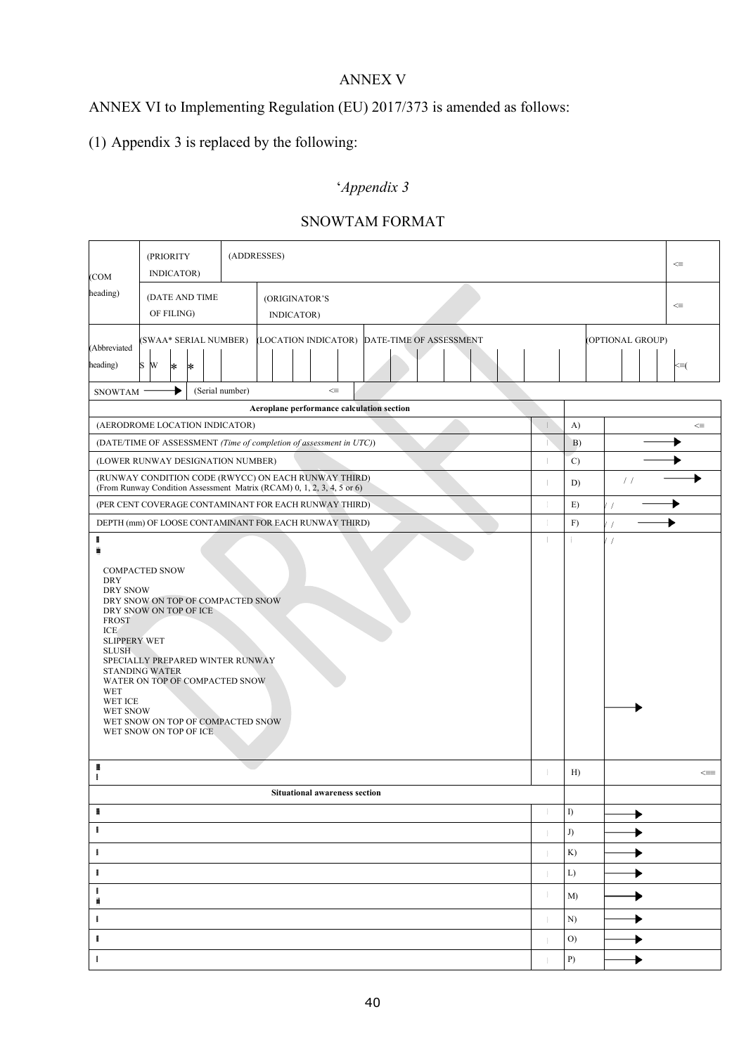# ANNEX V

ANNEX VI to Implementing Regulation (EU) 2017/373 is amended as follows:

(1) Appendix 3 is replaced by the following:

## '*Appendix 3*

## SNOWTAM FORMAT

| (COM heading) | (PRIORITY INDICATOR) | (ADDRESSES) | | | <≡ |
|---|---|---|---|---|---|
| | (DATE AND TIME OF FILING) | (ORIGINATOR'S INDICATOR) | | | <≡ |
| (Abbreviated heading) | (SWAA* SERIAL NUMBER) S W * * | (LOCATION INDICATOR) | DATE-TIME OF ASSESSMENT | (OPTIONAL GROUP) | <≡( |

| SNOWTAM → | (Serial number) | <≡ |
|---|---|---|

| Aeroplane performance calculation section | | |
|---|---|---|
| (AERODROME LOCATION INDICATOR) | A) | <≡ |
| (DATE/TIME OF ASSESSMENT *(Time of completion of assessment in UTC)*) | B) | → |
| (LOWER RUNWAY DESIGNATION NUMBER) | C) | → |
| (RUNWAY CONDITION CODE (RWYCC) ON EACH RUNWAY THIRD) (From Runway Condition Assessment Matrix (RCAM) 0, 1, 2, 3, 4, 5 or 6) | D) | / / → |
| (PER CENT COVERAGE CONTAMINANT FOR EACH RUNWAY THIRD) | E) | / / → |
| DEPTH (mm) OF LOOSE CONTAMINANT FOR EACH RUNWAY THIRD) | F) | / / → |
| COMPACTED SNOW<br>DRY<br>DRY SNOW<br>DRY SNOW ON TOP OF COMPACTED SNOW<br>DRY SNOW ON TOP OF ICE<br>FROST<br>ICE<br>SLIPPERY WET<br>SLUSH<br>SPECIALLY PREPARED WINTER RUNWAY<br>STANDING WATER<br>WATER ON TOP OF COMPACTED SNOW<br>WET<br>WET ICE<br>WET SNOW<br>WET SNOW ON TOP OF COMPACTED SNOW<br>WET SNOW ON TOP OF ICE | | / / → |
| | H) | <≡≡ |
| **Situational awareness section** | | |
| | I) | → |
| | J) | → |
| | K) | → |
| | L) | → |
| | M) | → |
| | N) | → |
| | O) | → |
| | P) | → |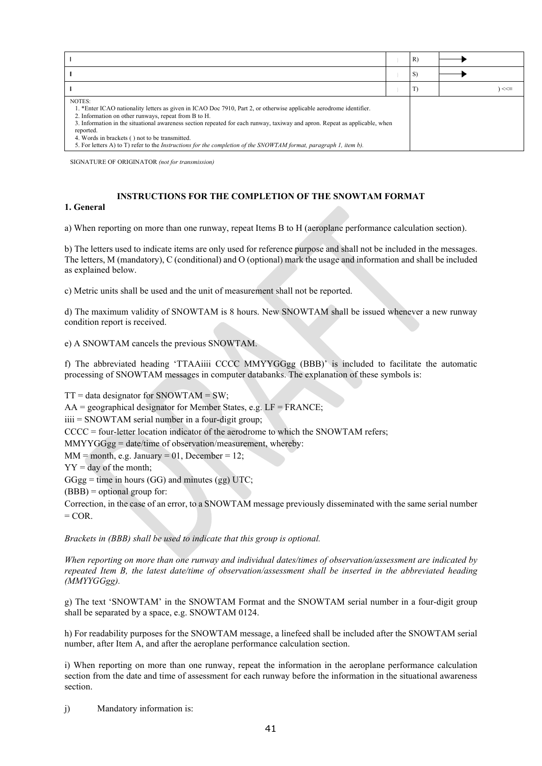| | | | |
|---|---|---|---|
| | | R) | → |
| | | S) | → |
| | | T) | ) <<≡ |
| NOTES:<br>1. *Enter ICAO nationality letters as given in ICAO Doc 7910, Part 2, or otherwise applicable aerodrome identifier.<br>2. Information on other runways, repeat from B to H.<br>3. Information in the situational awareness section repeated for each runway, taxiway and apron. Repeat as applicable, when reported.<br>4. Words in brackets ( ) not to be transmitted.<br>5. For letters A) to T) refer to the *Instructions for the completion of the SNOWTAM format, paragraph 1, item b).* | | | |

SIGNATURE OF ORIGINATOR *(not for transmission)*

## INSTRUCTIONS FOR THE COMPLETION OF THE SNOWTAM FORMAT

### 1. General

a) When reporting on more than one runway, repeat Items B to H (aeroplane performance calculation section).

b) The letters used to indicate items are only used for reference purpose and shall not be included in the messages. The letters, M (mandatory), C (conditional) and O (optional) mark the usage and information and shall be included as explained below.

c) Metric units shall be used and the unit of measurement shall not be reported.

d) The maximum validity of SNOWTAM is 8 hours. New SNOWTAM shall be issued whenever a new runway condition report is received.

e) A SNOWTAM cancels the previous SNOWTAM.

f) The abbreviated heading 'TTAAiiii CCCC MMYYGGgg (BBB)' is included to facilitate the automatic processing of SNOWTAM messages in computer databanks. The explanation of these symbols is:

TT = data designator for SNOWTAM = SW;

AA = geographical designator for Member States, e.g. LF = FRANCE;

iiii = SNOWTAM serial number in a four-digit group;

CCCC = four-letter location indicator of the aerodrome to which the SNOWTAM refers;

MMYYGGgg = date/time of observation/measurement, whereby:

MM = month, e.g. January = 01, December = 12;

YY = day of the month;

GGgg = time in hours (GG) and minutes (gg) UTC;

(BBB) = optional group for:

Correction, in the case of an error, to a SNOWTAM message previously disseminated with the same serial number = COR.

*Brackets in (BBB) shall be used to indicate that this group is optional.*

*When reporting on more than one runway and individual dates/times of observation/assessment are indicated by repeated Item B, the latest date/time of observation/assessment shall be inserted in the abbreviated heading (MMYYGGgg).*

g) The text 'SNOWTAM' in the SNOWTAM Format and the SNOWTAM serial number in a four-digit group shall be separated by a space, e.g. SNOWTAM 0124.

h) For readability purposes for the SNOWTAM message, a linefeed shall be included after the SNOWTAM serial number, after Item A, and after the aeroplane performance calculation section.

i) When reporting on more than one runway, repeat the information in the aeroplane performance calculation section from the date and time of assessment for each runway before the information in the situational awareness section.

j) Mandatory information is: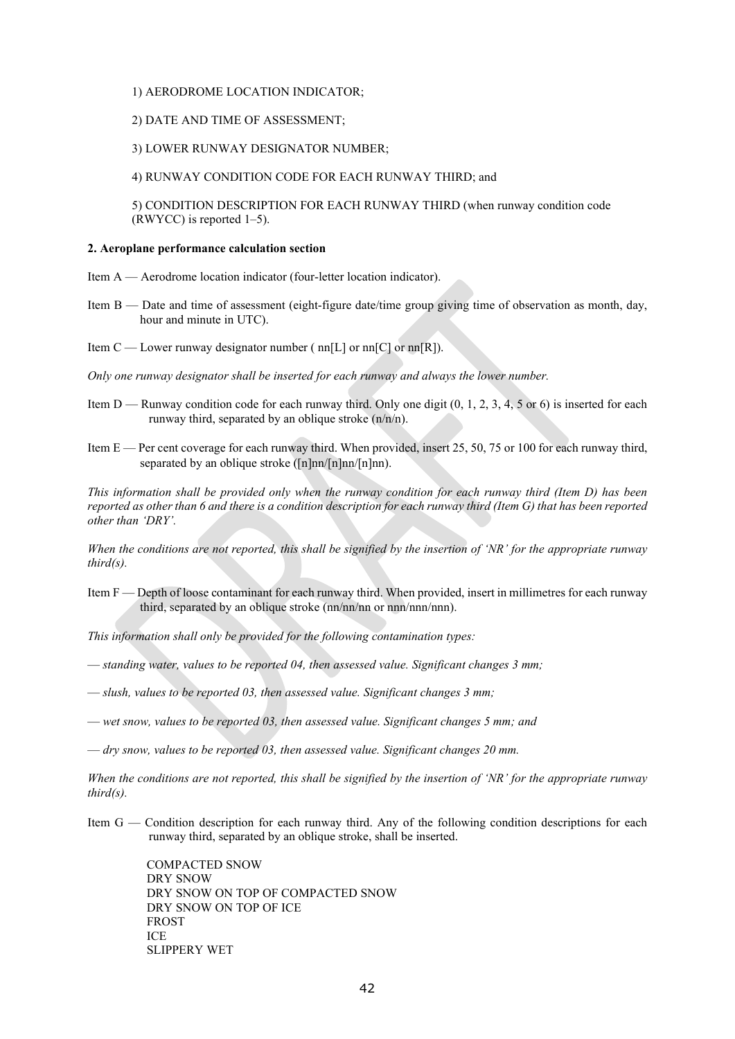1) AERODROME LOCATION INDICATOR;

2) DATE AND TIME OF ASSESSMENT;

3) LOWER RUNWAY DESIGNATOR NUMBER;

4) RUNWAY CONDITION CODE FOR EACH RUNWAY THIRD; and

5) CONDITION DESCRIPTION FOR EACH RUNWAY THIRD (when runway condition code (RWYCC) is reported 1–5).

**2. Aeroplane performance calculation section**

Item A — Aerodrome location indicator (four-letter location indicator).

Item B — Date and time of assessment (eight-figure date/time group giving time of observation as month, day, hour and minute in UTC).

Item C — Lower runway designator number ( nn[L] or nn[C] or nn[R]).

*Only one runway designator shall be inserted for each runway and always the lower number.*

Item D — Runway condition code for each runway third. Only one digit (0, 1, 2, 3, 4, 5 or 6) is inserted for each runway third, separated by an oblique stroke (n/n/n).

Item E — Per cent coverage for each runway third. When provided, insert 25, 50, 75 or 100 for each runway third, separated by an oblique stroke ([n]nn/[n]nn/[n]nn).

*This information shall be provided only when the runway condition for each runway third (Item D) has been reported as other than 6 and there is a condition description for each runway third (Item G) that has been reported other than 'DRY'.*

*When the conditions are not reported, this shall be signified by the insertion of 'NR' for the appropriate runway third(s).*

Item F — Depth of loose contaminant for each runway third. When provided, insert in millimetres for each runway third, separated by an oblique stroke (nn/nn/nn or nnn/nnn/nnn).

*This information shall only be provided for the following contamination types:*

— *standing water, values to be reported 04, then assessed value. Significant changes 3 mm;*

— *slush, values to be reported 03, then assessed value. Significant changes 3 mm;*

— *wet snow, values to be reported 03, then assessed value. Significant changes 5 mm; and*

— *dry snow, values to be reported 03, then assessed value. Significant changes 20 mm.*

*When the conditions are not reported, this shall be signified by the insertion of 'NR' for the appropriate runway third(s).*

Item G — Condition description for each runway third. Any of the following condition descriptions for each runway third, separated by an oblique stroke, shall be inserted.

COMPACTED SNOW
DRY SNOW
DRY SNOW ON TOP OF COMPACTED SNOW
DRY SNOW ON TOP OF ICE
FROST
ICE
SLIPPERY WET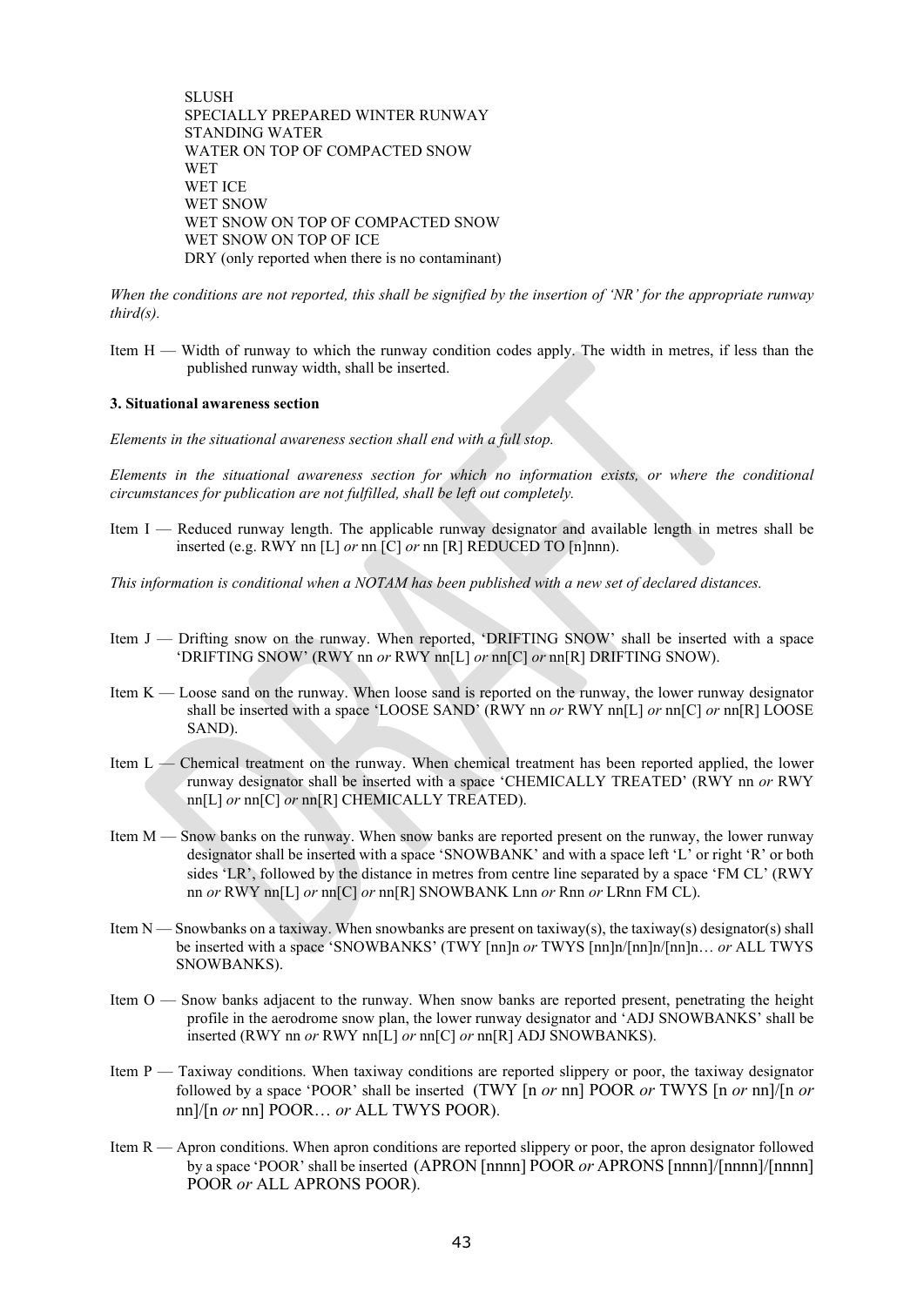SLUSH
SPECIALLY PREPARED WINTER RUNWAY
STANDING WATER
WATER ON TOP OF COMPACTED SNOW
WET
WET ICE
WET SNOW
WET SNOW ON TOP OF COMPACTED SNOW
WET SNOW ON TOP OF ICE
DRY (only reported when there is no contaminant)

*When the conditions are not reported, this shall be signified by the insertion of 'NR' for the appropriate runway third(s).*

Item H — Width of runway to which the runway condition codes apply. The width in metres, if less than the published runway width, shall be inserted.

**3. Situational awareness section**

*Elements in the situational awareness section shall end with a full stop.*

*Elements in the situational awareness section for which no information exists, or where the conditional circumstances for publication are not fulfilled, shall be left out completely.*

Item I — Reduced runway length. The applicable runway designator and available length in metres shall be inserted (e.g. RWY nn [L] *or* nn [C] *or* nn [R] REDUCED TO [n]nnn).

*This information is conditional when a NOTAM has been published with a new set of declared distances.*

Item J — Drifting snow on the runway. When reported, 'DRIFTING SNOW' shall be inserted with a space 'DRIFTING SNOW' (RWY nn *or* RWY nn[L] *or* nn[C] *or* nn[R] DRIFTING SNOW).

Item K — Loose sand on the runway. When loose sand is reported on the runway, the lower runway designator shall be inserted with a space 'LOOSE SAND' (RWY nn *or* RWY nn[L] *or* nn[C] *or* nn[R] LOOSE SAND).

Item L — Chemical treatment on the runway. When chemical treatment has been reported applied, the lower runway designator shall be inserted with a space 'CHEMICALLY TREATED' (RWY nn *or* RWY nn[L] *or* nn[C] *or* nn[R] CHEMICALLY TREATED).

Item M — Snow banks on the runway. When snow banks are reported present on the runway, the lower runway designator shall be inserted with a space 'SNOWBANK' and with a space left 'L' or right 'R' or both sides 'LR', followed by the distance in metres from centre line separated by a space 'FM CL' (RWY nn *or* RWY nn[L] *or* nn[C] *or* nn[R] SNOWBANK Lnn *or* Rnn *or* LRnn FM CL).

Item N — Snowbanks on a taxiway. When snowbanks are present on taxiway(s), the taxiway(s) designator(s) shall be inserted with a space 'SNOWBANKS' (TWY [nn]n *or* TWYS [nn]n/[nn]n/[nn]n… *or* ALL TWYS SNOWBANKS).

Item O — Snow banks adjacent to the runway. When snow banks are reported present, penetrating the height profile in the aerodrome snow plan, the lower runway designator and 'ADJ SNOWBANKS' shall be inserted (RWY nn *or* RWY nn[L] *or* nn[C] *or* nn[R] ADJ SNOWBANKS).

Item P — Taxiway conditions. When taxiway conditions are reported slippery or poor, the taxiway designator followed by a space 'POOR' shall be inserted (TWY [n *or* nn] POOR *or* TWYS [n *or* nn]/[n *or* nn]/[n *or* nn] POOR… *or* ALL TWYS POOR).

Item R — Apron conditions. When apron conditions are reported slippery or poor, the apron designator followed by a space 'POOR' shall be inserted (APRON [nnnn] POOR *or* APRONS [nnnn]/[nnnn]/[nnnn] POOR *or* ALL APRONS POOR).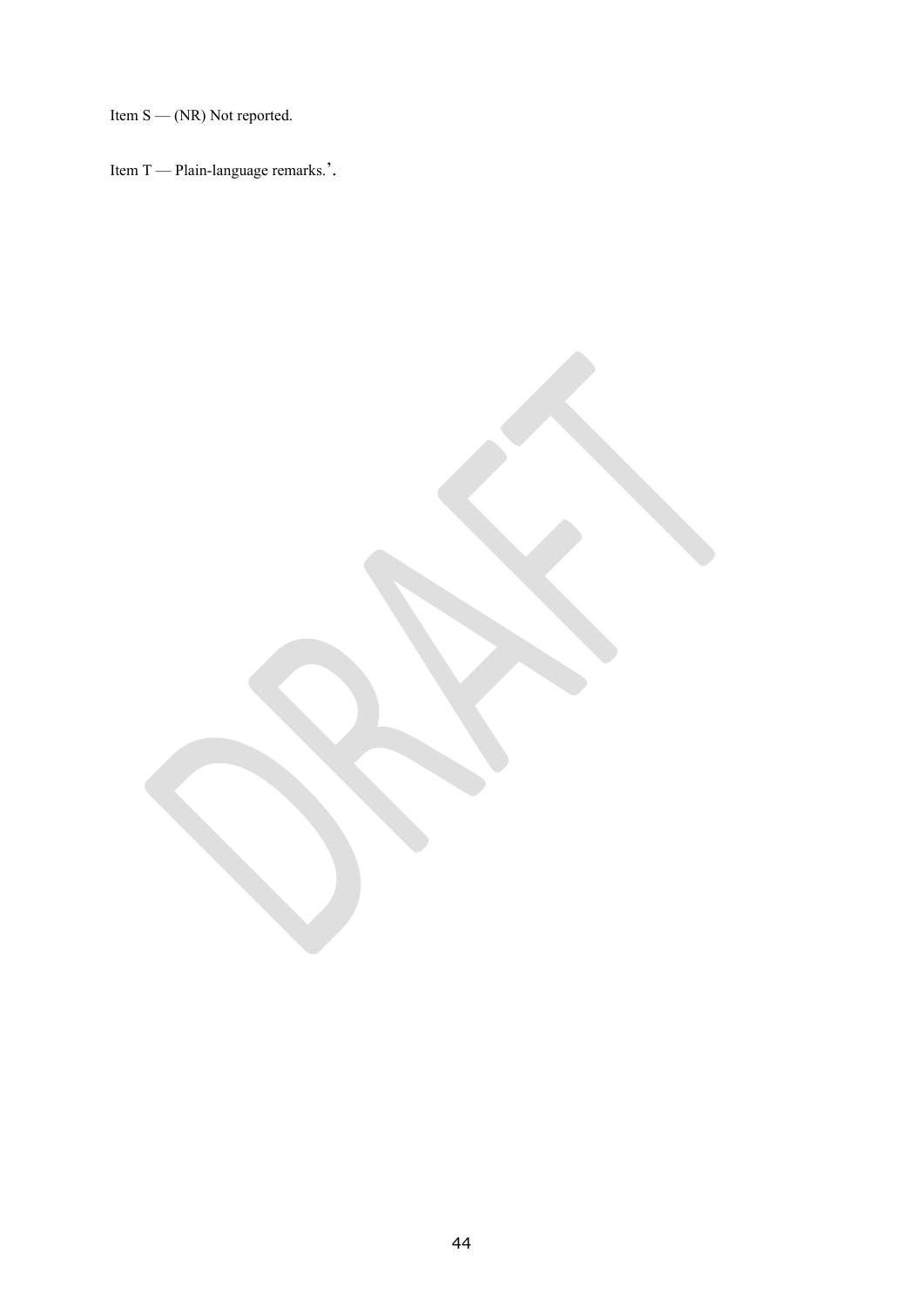Item S — (NR) Not reported.

Item T — Plain-language remarks.’.